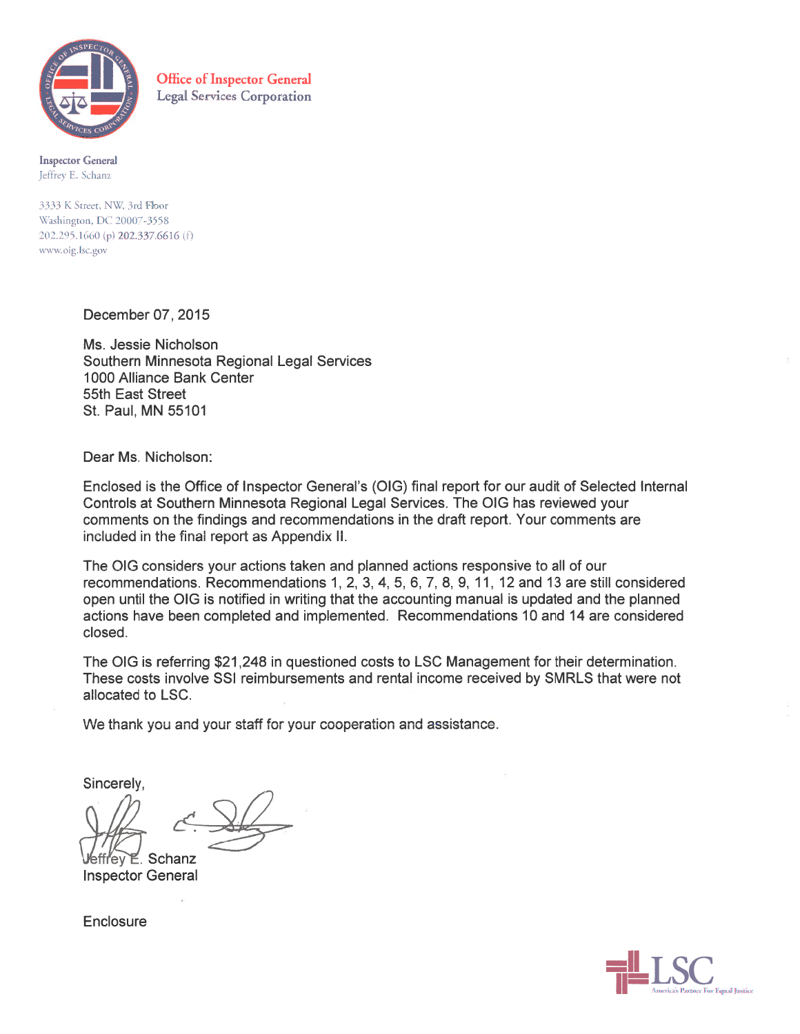Office of Inspector General
Legal Services Corporation

Inspector General
Jeffrey E. Schanz

3333 K Street, NW, 3rd Floor
Washington, DC 20007-3558
202.295.1660 (p) 202.337.6616 (f)
www.oig.lsc.gov

December 07, 2015

Ms. Jessie Nicholson
Southern Minnesota Regional Legal Services
1000 Alliance Bank Center
55th East Street
St. Paul, MN 55101

Dear Ms. Nicholson:

Enclosed is the Office of Inspector General's (OIG) final report for our audit of Selected Internal Controls at Southern Minnesota Regional Legal Services. The OIG has reviewed your comments on the findings and recommendations in the draft report. Your comments are included in the final report as Appendix II.

The OIG considers your actions taken and planned actions responsive to all of our recommendations. Recommendations 1, 2, 3, 4, 5, 6, 7, 8, 9, 11, 12 and 13 are still considered open until the OIG is notified in writing that the accounting manual is updated and the planned actions have been completed and implemented. Recommendations 10 and 14 are considered closed.

The OIG is referring $21,248 in questioned costs to LSC Management for their determination. These costs involve SSI reimbursements and rental income received by SMRLS that were not allocated to LSC.

We thank you and your staff for your cooperation and assistance.

Sincerely,

Jeffrey E. Schanz
Inspector General

Enclosure

LSC America's Partner For Equal Justice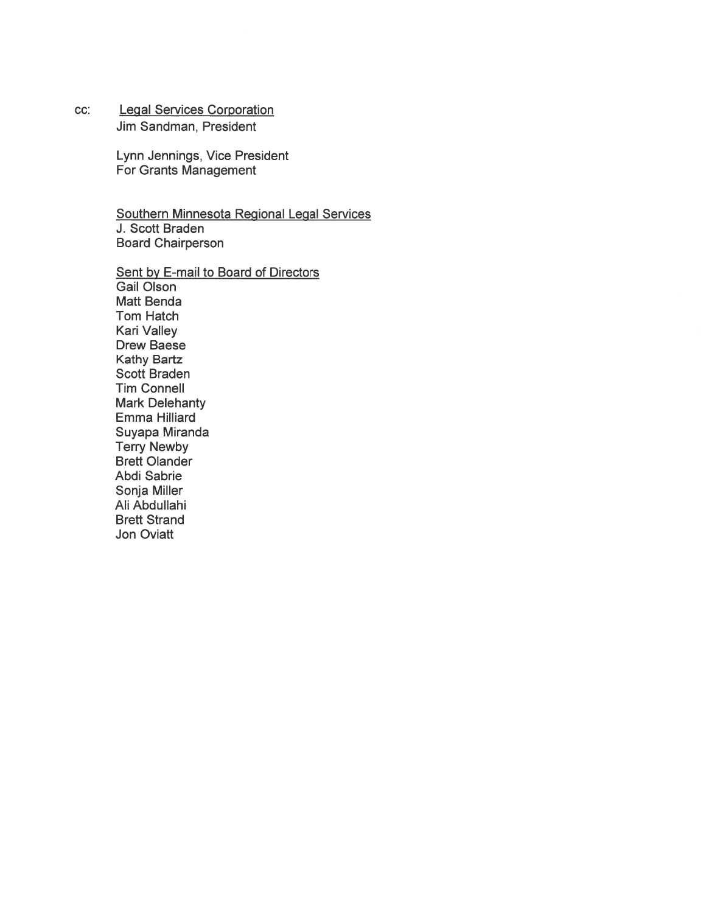cc: <u>Legal Services Corporation</u>
Jim Sandman, President

Lynn Jennings, Vice President
For Grants Management

<u>Southern Minnesota Regional Legal Services</u>
J. Scott Braden
Board Chairperson

<u>Sent by E-mail to Board of Directors</u>
Gail Olson
Matt Benda
Tom Hatch
Kari Valley
Drew Baese
Kathy Bartz
Scott Braden
Tim Connell
Mark Delehanty
Emma Hilliard
Suyapa Miranda
Terry Newby
Brett Olander
Abdi Sabrie
Sonja Miller
Ali Abdullahi
Brett Strand
Jon Oviatt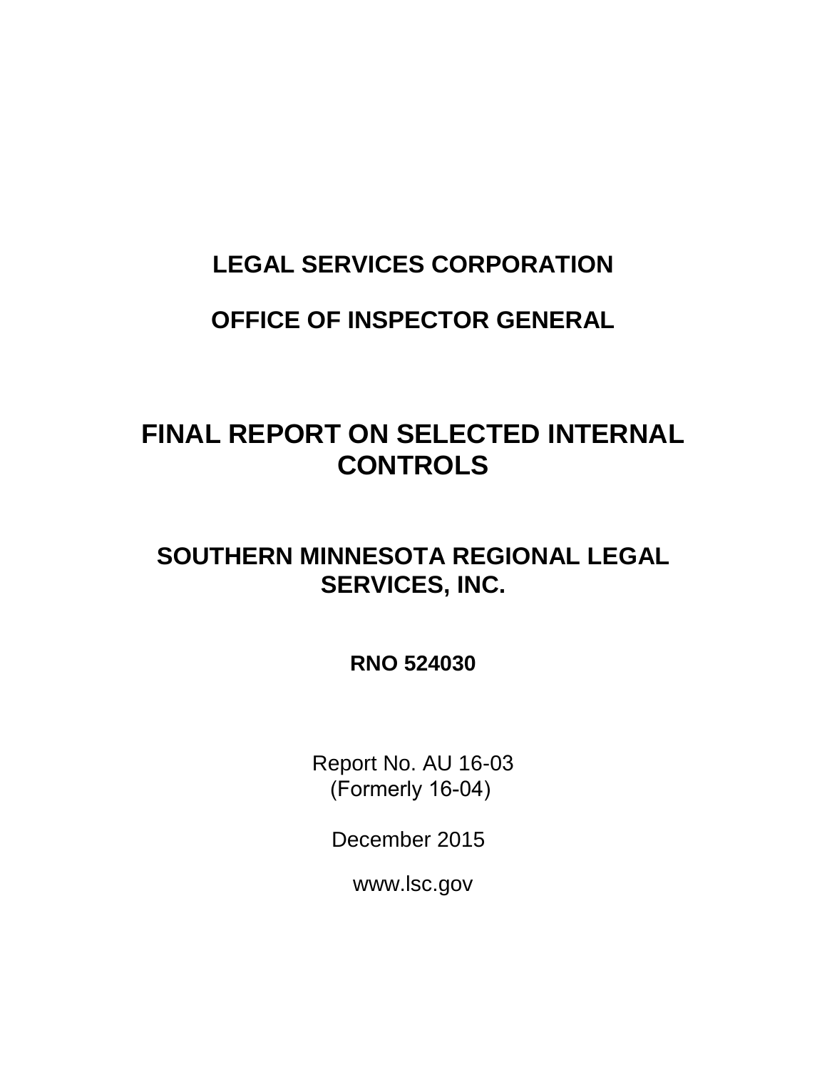# LEGAL SERVICES CORPORATION

# OFFICE OF INSPECTOR GENERAL

# FINAL REPORT ON SELECTED INTERNAL CONTROLS

# SOUTHERN MINNESOTA REGIONAL LEGAL SERVICES, INC.

**RNO 524030**

Report No. AU 16-03
(Formerly 16-04)

December 2015

www.lsc.gov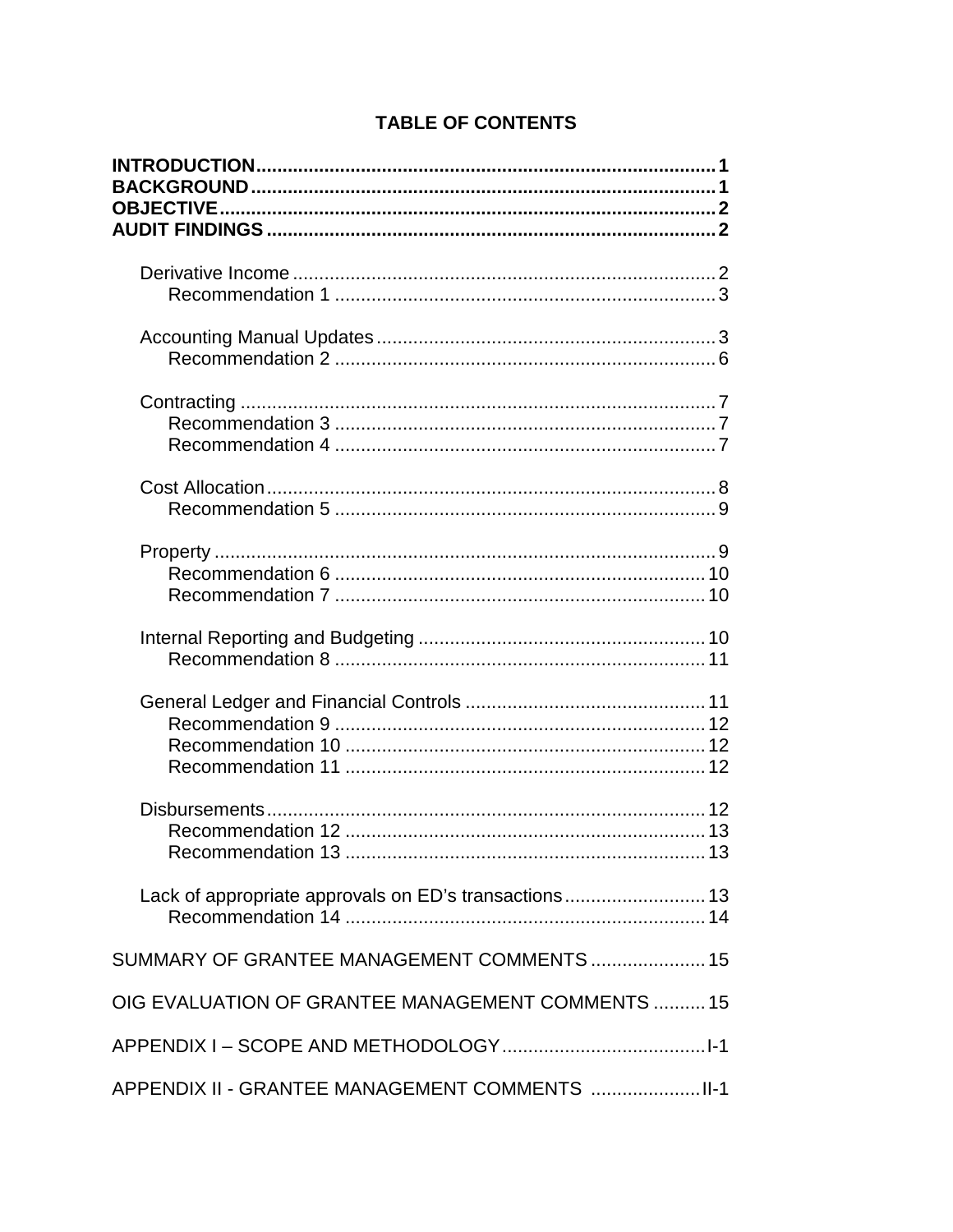# TABLE OF CONTENTS

**INTRODUCTION** ............ 1
**BACKGROUND** ............ 1
**OBJECTIVE** ............ 2
**AUDIT FINDINGS** ............ 2

- Derivative Income ............ 2
  - Recommendation 1 ............ 3
- Accounting Manual Updates ............ 3
  - Recommendation 2 ............ 6
- Contracting ............ 7
  - Recommendation 3 ............ 7
  - Recommendation 4 ............ 7
- Cost Allocation ............ 8
  - Recommendation 5 ............ 9
- Property ............ 9
  - Recommendation 6 ............ 10
  - Recommendation 7 ............ 10
- Internal Reporting and Budgeting ............ 10
  - Recommendation 8 ............ 11
- General Ledger and Financial Controls ............ 11
  - Recommendation 9 ............ 12
  - Recommendation 10 ............ 12
  - Recommendation 11 ............ 12
- Disbursements ............ 12
  - Recommendation 12 ............ 13
  - Recommendation 13 ............ 13
- Lack of appropriate approvals on ED's transactions ............ 13
  - Recommendation 14 ............ 14

SUMMARY OF GRANTEE MANAGEMENT COMMENTS ............ 15

OIG EVALUATION OF GRANTEE MANAGEMENT COMMENTS ............ 15

APPENDIX I – SCOPE AND METHODOLOGY ............ I-1

APPENDIX II - GRANTEE MANAGEMENT COMMENTS ............ II-1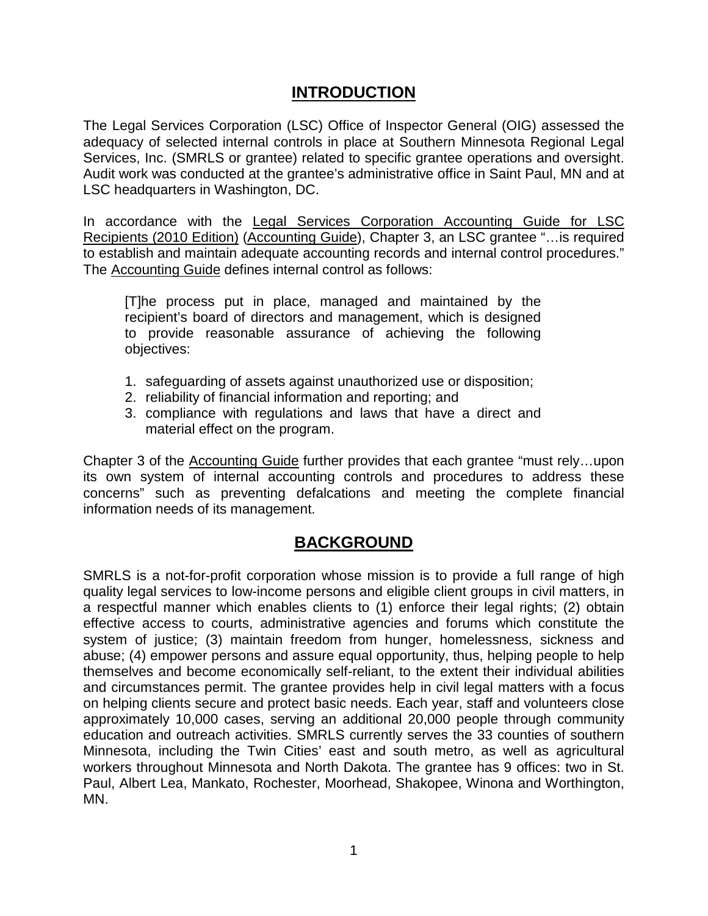## INTRODUCTION

The Legal Services Corporation (LSC) Office of Inspector General (OIG) assessed the adequacy of selected internal controls in place at Southern Minnesota Regional Legal Services, Inc. (SMRLS or grantee) related to specific grantee operations and oversight. Audit work was conducted at the grantee's administrative office in Saint Paul, MN and at LSC headquarters in Washington, DC.

In accordance with the Legal Services Corporation Accounting Guide for LSC Recipients (2010 Edition) (Accounting Guide), Chapter 3, an LSC grantee "…is required to establish and maintain adequate accounting records and internal control procedures." The Accounting Guide defines internal control as follows:

> [T]he process put in place, managed and maintained by the recipient's board of directors and management, which is designed to provide reasonable assurance of achieving the following objectives:
>
> 1. safeguarding of assets against unauthorized use or disposition;
> 2. reliability of financial information and reporting; and
> 3. compliance with regulations and laws that have a direct and material effect on the program.

Chapter 3 of the Accounting Guide further provides that each grantee "must rely…upon its own system of internal accounting controls and procedures to address these concerns" such as preventing defalcations and meeting the complete financial information needs of its management.

## BACKGROUND

SMRLS is a not-for-profit corporation whose mission is to provide a full range of high quality legal services to low-income persons and eligible client groups in civil matters, in a respectful manner which enables clients to (1) enforce their legal rights; (2) obtain effective access to courts, administrative agencies and forums which constitute the system of justice; (3) maintain freedom from hunger, homelessness, sickness and abuse; (4) empower persons and assure equal opportunity, thus, helping people to help themselves and become economically self-reliant, to the extent their individual abilities and circumstances permit. The grantee provides help in civil legal matters with a focus on helping clients secure and protect basic needs. Each year, staff and volunteers close approximately 10,000 cases, serving an additional 20,000 people through community education and outreach activities. SMRLS currently serves the 33 counties of southern Minnesota, including the Twin Cities' east and south metro, as well as agricultural workers throughout Minnesota and North Dakota. The grantee has 9 offices: two in St. Paul, Albert Lea, Mankato, Rochester, Moorhead, Shakopee, Winona and Worthington, MN.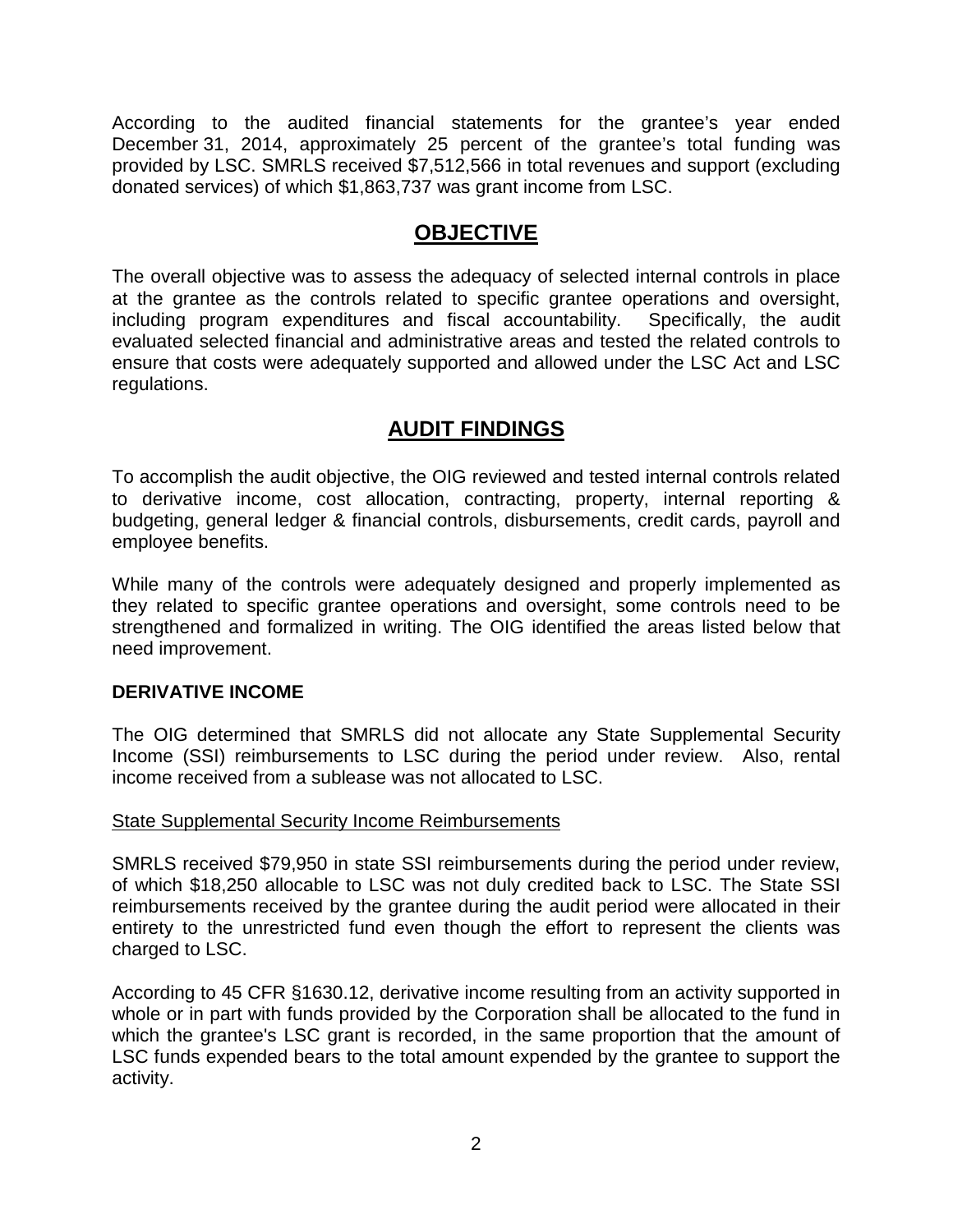According to the audited financial statements for the grantee's year ended December 31, 2014, approximately 25 percent of the grantee's total funding was provided by LSC. SMRLS received $7,512,566 in total revenues and support (excluding donated services) of which $1,863,737 was grant income from LSC.

## OBJECTIVE

The overall objective was to assess the adequacy of selected internal controls in place at the grantee as the controls related to specific grantee operations and oversight, including program expenditures and fiscal accountability. Specifically, the audit evaluated selected financial and administrative areas and tested the related controls to ensure that costs were adequately supported and allowed under the LSC Act and LSC regulations.

## AUDIT FINDINGS

To accomplish the audit objective, the OIG reviewed and tested internal controls related to derivative income, cost allocation, contracting, property, internal reporting & budgeting, general ledger & financial controls, disbursements, credit cards, payroll and employee benefits.

While many of the controls were adequately designed and properly implemented as they related to specific grantee operations and oversight, some controls need to be strengthened and formalized in writing. The OIG identified the areas listed below that need improvement.

### DERIVATIVE INCOME

The OIG determined that SMRLS did not allocate any State Supplemental Security Income (SSI) reimbursements to LSC during the period under review. Also, rental income received from a sublease was not allocated to LSC.

State Supplemental Security Income Reimbursements

SMRLS received $79,950 in state SSI reimbursements during the period under review, of which $18,250 allocable to LSC was not duly credited back to LSC. The State SSI reimbursements received by the grantee during the audit period were allocated in their entirety to the unrestricted fund even though the effort to represent the clients was charged to LSC.

According to 45 CFR §1630.12, derivative income resulting from an activity supported in whole or in part with funds provided by the Corporation shall be allocated to the fund in which the grantee's LSC grant is recorded, in the same proportion that the amount of LSC funds expended bears to the total amount expended by the grantee to support the activity.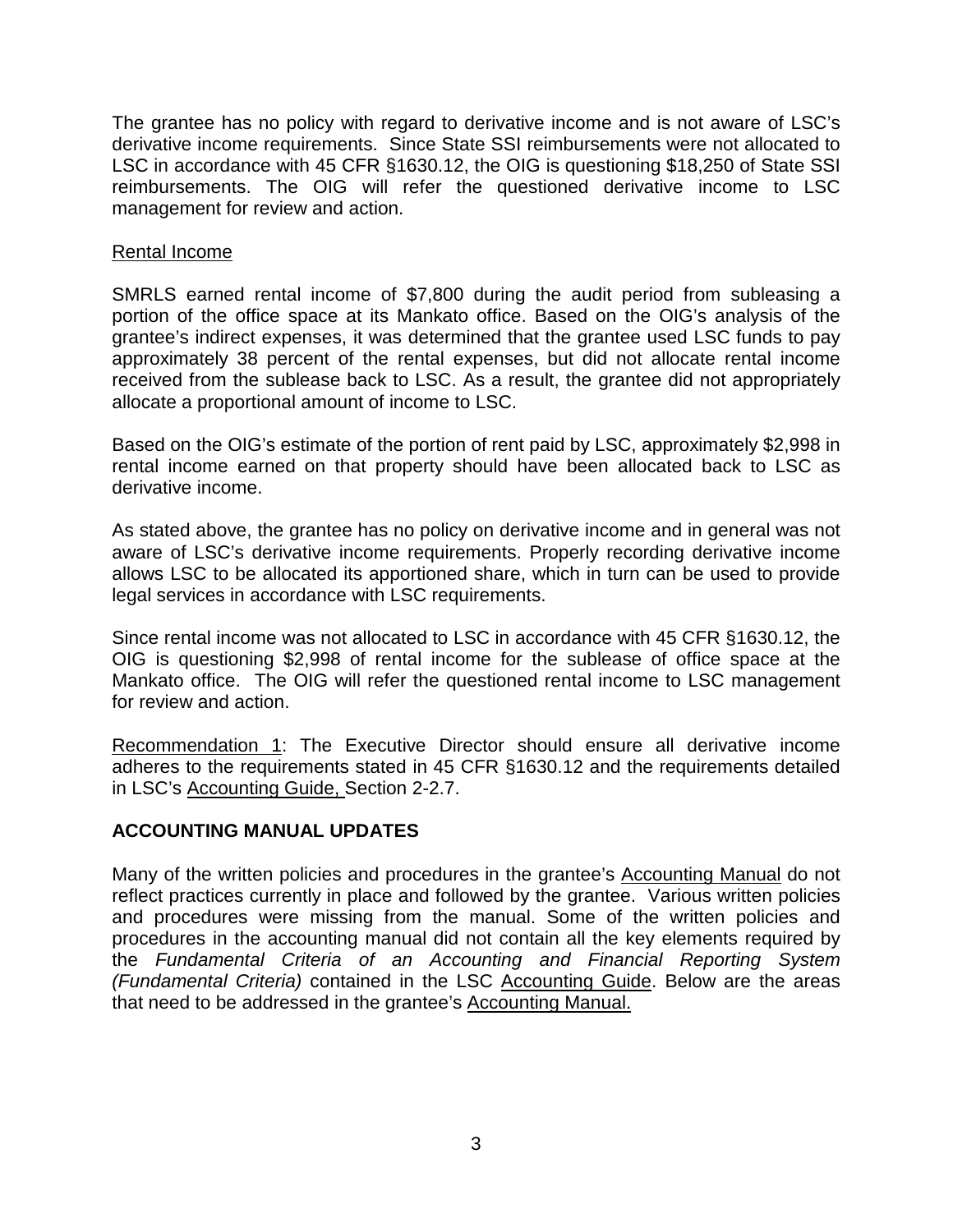The grantee has no policy with regard to derivative income and is not aware of LSC's derivative income requirements. Since State SSI reimbursements were not allocated to LSC in accordance with 45 CFR §1630.12, the OIG is questioning $18,250 of State SSI reimbursements. The OIG will refer the questioned derivative income to LSC management for review and action.

Rental Income

SMRLS earned rental income of $7,800 during the audit period from subleasing a portion of the office space at its Mankato office. Based on the OIG's analysis of the grantee's indirect expenses, it was determined that the grantee used LSC funds to pay approximately 38 percent of the rental expenses, but did not allocate rental income received from the sublease back to LSC. As a result, the grantee did not appropriately allocate a proportional amount of income to LSC.

Based on the OIG's estimate of the portion of rent paid by LSC, approximately $2,998 in rental income earned on that property should have been allocated back to LSC as derivative income.

As stated above, the grantee has no policy on derivative income and in general was not aware of LSC's derivative income requirements. Properly recording derivative income allows LSC to be allocated its apportioned share, which in turn can be used to provide legal services in accordance with LSC requirements.

Since rental income was not allocated to LSC in accordance with 45 CFR §1630.12, the OIG is questioning $2,998 of rental income for the sublease of office space at the Mankato office. The OIG will refer the questioned rental income to LSC management for review and action.

Recommendation 1: The Executive Director should ensure all derivative income adheres to the requirements stated in 45 CFR §1630.12 and the requirements detailed in LSC's Accounting Guide, Section 2-2.7.

## ACCOUNTING MANUAL UPDATES

Many of the written policies and procedures in the grantee's Accounting Manual do not reflect practices currently in place and followed by the grantee. Various written policies and procedures were missing from the manual. Some of the written policies and procedures in the accounting manual did not contain all the key elements required by the *Fundamental Criteria of an Accounting and Financial Reporting System (Fundamental Criteria)* contained in the LSC Accounting Guide. Below are the areas that need to be addressed in the grantee's Accounting Manual.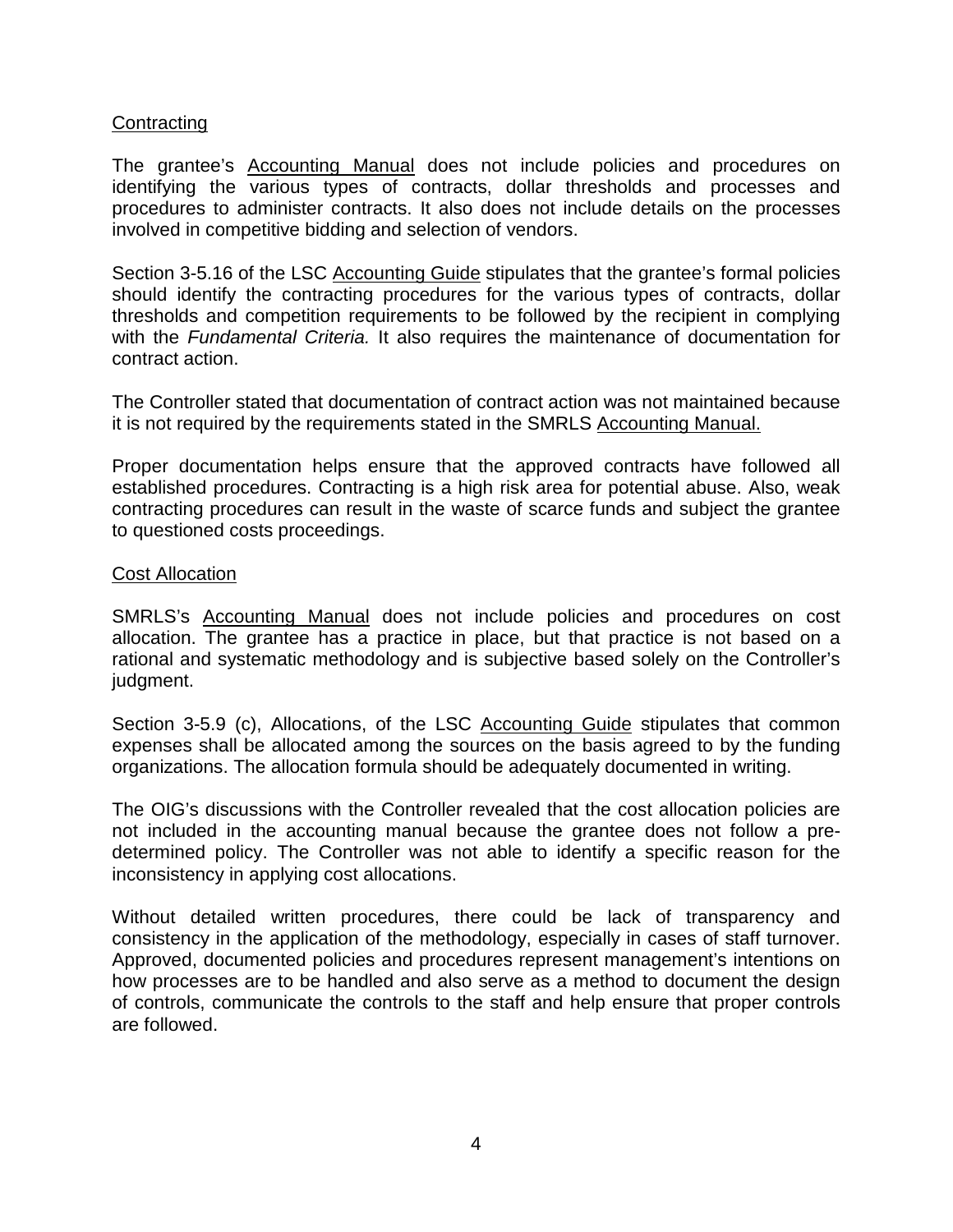Contracting

The grantee's Accounting Manual does not include policies and procedures on identifying the various types of contracts, dollar thresholds and processes and procedures to administer contracts. It also does not include details on the processes involved in competitive bidding and selection of vendors.

Section 3-5.16 of the LSC Accounting Guide stipulates that the grantee's formal policies should identify the contracting procedures for the various types of contracts, dollar thresholds and competition requirements to be followed by the recipient in complying with the *Fundamental Criteria.* It also requires the maintenance of documentation for contract action.

The Controller stated that documentation of contract action was not maintained because it is not required by the requirements stated in the SMRLS Accounting Manual.

Proper documentation helps ensure that the approved contracts have followed all established procedures. Contracting is a high risk area for potential abuse. Also, weak contracting procedures can result in the waste of scarce funds and subject the grantee to questioned costs proceedings.

Cost Allocation

SMRLS's Accounting Manual does not include policies and procedures on cost allocation. The grantee has a practice in place, but that practice is not based on a rational and systematic methodology and is subjective based solely on the Controller's judgment.

Section 3-5.9 (c), Allocations, of the LSC Accounting Guide stipulates that common expenses shall be allocated among the sources on the basis agreed to by the funding organizations. The allocation formula should be adequately documented in writing.

The OIG's discussions with the Controller revealed that the cost allocation policies are not included in the accounting manual because the grantee does not follow a pre-determined policy. The Controller was not able to identify a specific reason for the inconsistency in applying cost allocations.

Without detailed written procedures, there could be lack of transparency and consistency in the application of the methodology, especially in cases of staff turnover. Approved, documented policies and procedures represent management's intentions on how processes are to be handled and also serve as a method to document the design of controls, communicate the controls to the staff and help ensure that proper controls are followed.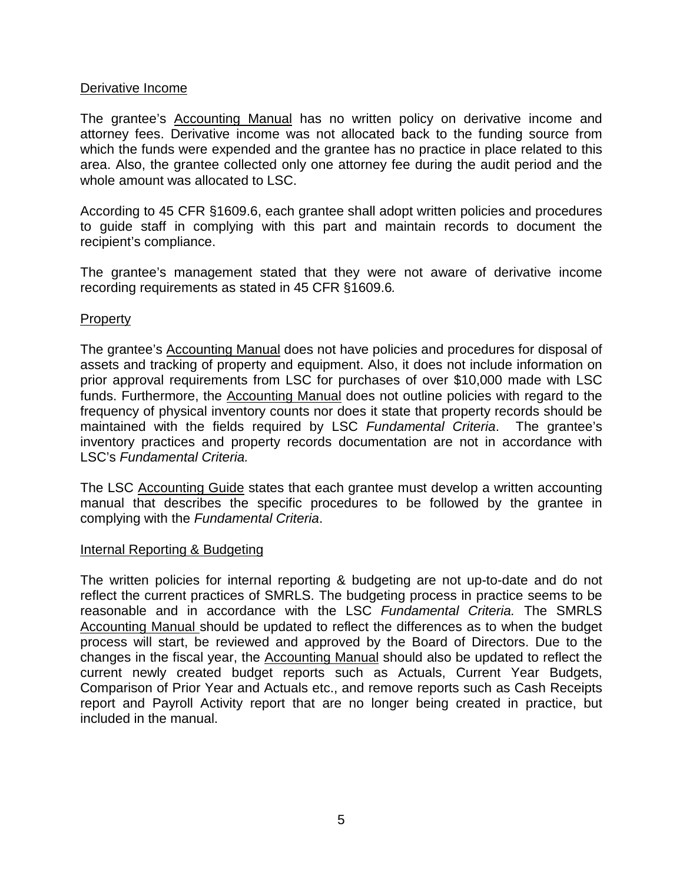Derivative Income

The grantee's Accounting Manual has no written policy on derivative income and attorney fees. Derivative income was not allocated back to the funding source from which the funds were expended and the grantee has no practice in place related to this area. Also, the grantee collected only one attorney fee during the audit period and the whole amount was allocated to LSC.

According to 45 CFR §1609.6, each grantee shall adopt written policies and procedures to guide staff in complying with this part and maintain records to document the recipient's compliance.

The grantee's management stated that they were not aware of derivative income recording requirements as stated in 45 CFR §1609.6.

Property

The grantee's Accounting Manual does not have policies and procedures for disposal of assets and tracking of property and equipment. Also, it does not include information on prior approval requirements from LSC for purchases of over $10,000 made with LSC funds. Furthermore, the Accounting Manual does not outline policies with regard to the frequency of physical inventory counts nor does it state that property records should be maintained with the fields required by LSC *Fundamental Criteria*. The grantee's inventory practices and property records documentation are not in accordance with LSC's *Fundamental Criteria.*

The LSC Accounting Guide states that each grantee must develop a written accounting manual that describes the specific procedures to be followed by the grantee in complying with the *Fundamental Criteria*.

Internal Reporting & Budgeting

The written policies for internal reporting & budgeting are not up-to-date and do not reflect the current practices of SMRLS. The budgeting process in practice seems to be reasonable and in accordance with the LSC *Fundamental Criteria.* The SMRLS Accounting Manual should be updated to reflect the differences as to when the budget process will start, be reviewed and approved by the Board of Directors. Due to the changes in the fiscal year, the Accounting Manual should also be updated to reflect the current newly created budget reports such as Actuals, Current Year Budgets, Comparison of Prior Year and Actuals etc., and remove reports such as Cash Receipts report and Payroll Activity report that are no longer being created in practice, but included in the manual.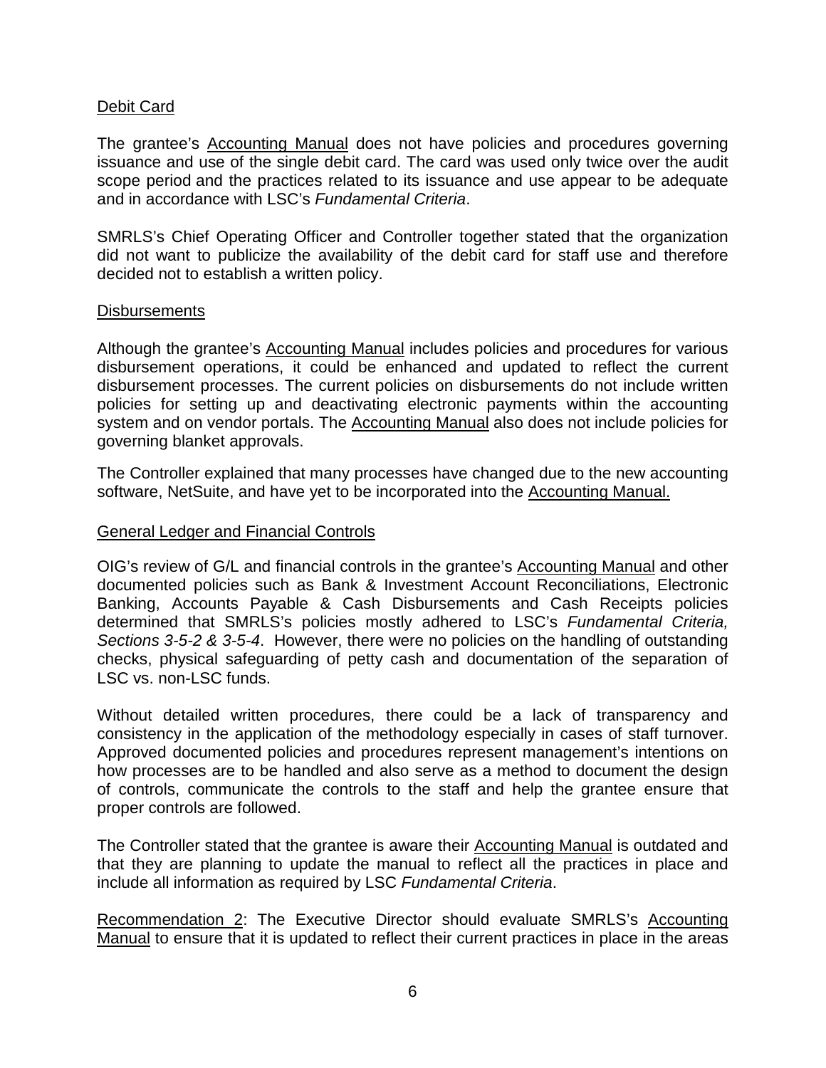Debit Card

The grantee's Accounting Manual does not have policies and procedures governing issuance and use of the single debit card. The card was used only twice over the audit scope period and the practices related to its issuance and use appear to be adequate and in accordance with LSC's *Fundamental Criteria*.

SMRLS's Chief Operating Officer and Controller together stated that the organization did not want to publicize the availability of the debit card for staff use and therefore decided not to establish a written policy.

Disbursements

Although the grantee's Accounting Manual includes policies and procedures for various disbursement operations, it could be enhanced and updated to reflect the current disbursement processes. The current policies on disbursements do not include written policies for setting up and deactivating electronic payments within the accounting system and on vendor portals. The Accounting Manual also does not include policies for governing blanket approvals.

The Controller explained that many processes have changed due to the new accounting software, NetSuite, and have yet to be incorporated into the Accounting Manual.

General Ledger and Financial Controls

OIG's review of G/L and financial controls in the grantee's Accounting Manual and other documented policies such as Bank & Investment Account Reconciliations, Electronic Banking, Accounts Payable & Cash Disbursements and Cash Receipts policies determined that SMRLS's policies mostly adhered to LSC's *Fundamental Criteria, Sections 3-5-2 & 3-5-4*. However, there were no policies on the handling of outstanding checks, physical safeguarding of petty cash and documentation of the separation of LSC vs. non-LSC funds.

Without detailed written procedures, there could be a lack of transparency and consistency in the application of the methodology especially in cases of staff turnover. Approved documented policies and procedures represent management's intentions on how processes are to be handled and also serve as a method to document the design of controls, communicate the controls to the staff and help the grantee ensure that proper controls are followed.

The Controller stated that the grantee is aware their Accounting Manual is outdated and that they are planning to update the manual to reflect all the practices in place and include all information as required by LSC *Fundamental Criteria*.

Recommendation 2: The Executive Director should evaluate SMRLS's Accounting Manual to ensure that it is updated to reflect their current practices in place in the areas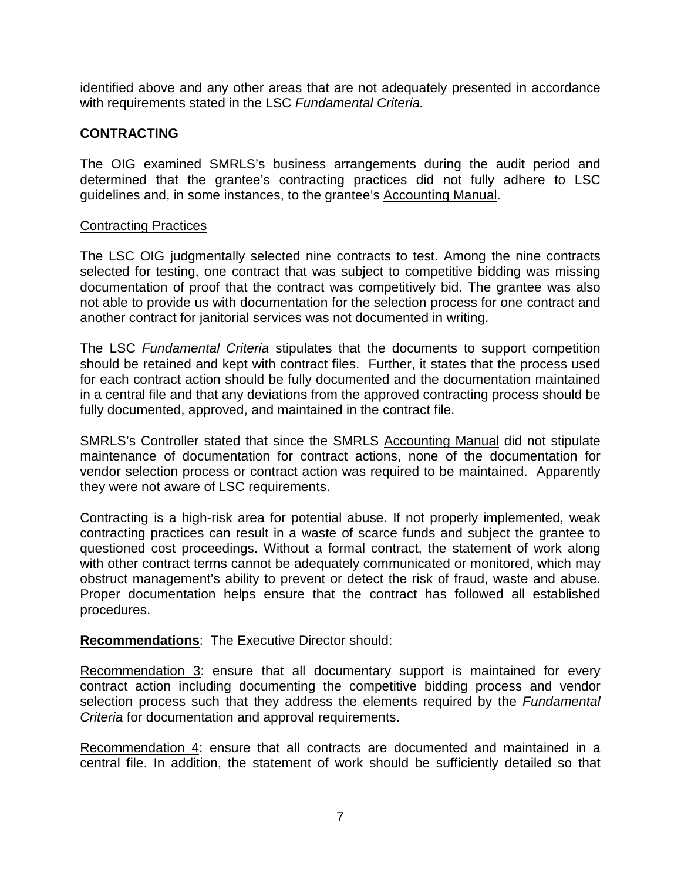identified above and any other areas that are not adequately presented in accordance with requirements stated in the LSC *Fundamental Criteria.*

## CONTRACTING

The OIG examined SMRLS's business arrangements during the audit period and determined that the grantee's contracting practices did not fully adhere to LSC guidelines and, in some instances, to the grantee's Accounting Manual.

### Contracting Practices

The LSC OIG judgmentally selected nine contracts to test. Among the nine contracts selected for testing, one contract that was subject to competitive bidding was missing documentation of proof that the contract was competitively bid. The grantee was also not able to provide us with documentation for the selection process for one contract and another contract for janitorial services was not documented in writing.

The LSC *Fundamental Criteria* stipulates that the documents to support competition should be retained and kept with contract files. Further, it states that the process used for each contract action should be fully documented and the documentation maintained in a central file and that any deviations from the approved contracting process should be fully documented, approved, and maintained in the contract file.

SMRLS's Controller stated that since the SMRLS Accounting Manual did not stipulate maintenance of documentation for contract actions, none of the documentation for vendor selection process or contract action was required to be maintained. Apparently they were not aware of LSC requirements.

Contracting is a high-risk area for potential abuse. If not properly implemented, weak contracting practices can result in a waste of scarce funds and subject the grantee to questioned cost proceedings. Without a formal contract, the statement of work along with other contract terms cannot be adequately communicated or monitored, which may obstruct management's ability to prevent or detect the risk of fraud, waste and abuse. Proper documentation helps ensure that the contract has followed all established procedures.

**Recommendations**: The Executive Director should:

Recommendation 3: ensure that all documentary support is maintained for every contract action including documenting the competitive bidding process and vendor selection process such that they address the elements required by the *Fundamental Criteria* for documentation and approval requirements.

Recommendation 4: ensure that all contracts are documented and maintained in a central file. In addition, the statement of work should be sufficiently detailed so that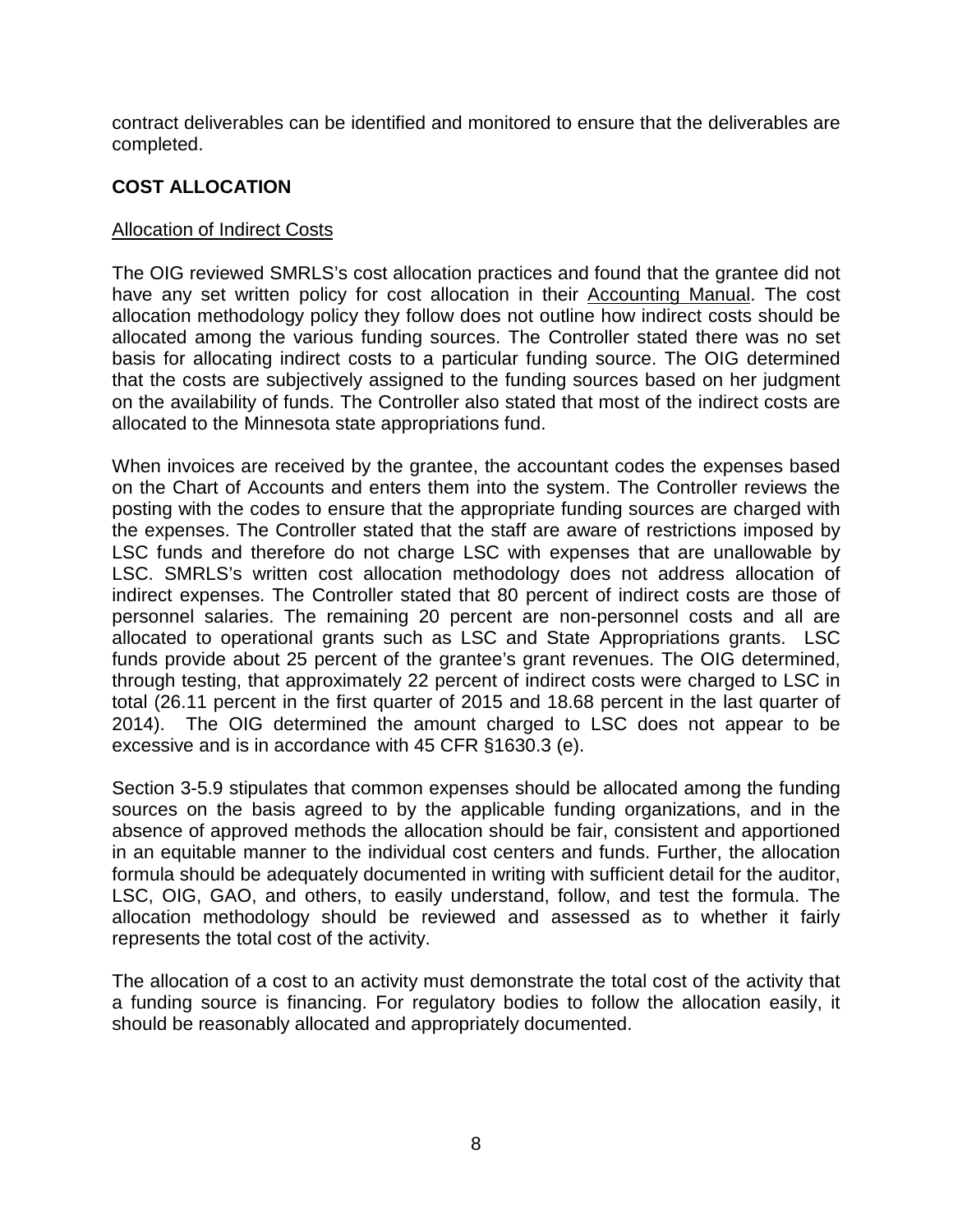contract deliverables can be identified and monitored to ensure that the deliverables are completed.

## COST ALLOCATION

### Allocation of Indirect Costs

The OIG reviewed SMRLS's cost allocation practices and found that the grantee did not have any set written policy for cost allocation in their Accounting Manual. The cost allocation methodology policy they follow does not outline how indirect costs should be allocated among the various funding sources. The Controller stated there was no set basis for allocating indirect costs to a particular funding source. The OIG determined that the costs are subjectively assigned to the funding sources based on her judgment on the availability of funds. The Controller also stated that most of the indirect costs are allocated to the Minnesota state appropriations fund.

When invoices are received by the grantee, the accountant codes the expenses based on the Chart of Accounts and enters them into the system. The Controller reviews the posting with the codes to ensure that the appropriate funding sources are charged with the expenses. The Controller stated that the staff are aware of restrictions imposed by LSC funds and therefore do not charge LSC with expenses that are unallowable by LSC. SMRLS's written cost allocation methodology does not address allocation of indirect expenses. The Controller stated that 80 percent of indirect costs are those of personnel salaries. The remaining 20 percent are non-personnel costs and all are allocated to operational grants such as LSC and State Appropriations grants. LSC funds provide about 25 percent of the grantee's grant revenues. The OIG determined, through testing, that approximately 22 percent of indirect costs were charged to LSC in total (26.11 percent in the first quarter of 2015 and 18.68 percent in the last quarter of 2014). The OIG determined the amount charged to LSC does not appear to be excessive and is in accordance with 45 CFR §1630.3 (e).

Section 3-5.9 stipulates that common expenses should be allocated among the funding sources on the basis agreed to by the applicable funding organizations, and in the absence of approved methods the allocation should be fair, consistent and apportioned in an equitable manner to the individual cost centers and funds. Further, the allocation formula should be adequately documented in writing with sufficient detail for the auditor, LSC, OIG, GAO, and others, to easily understand, follow, and test the formula. The allocation methodology should be reviewed and assessed as to whether it fairly represents the total cost of the activity.

The allocation of a cost to an activity must demonstrate the total cost of the activity that a funding source is financing. For regulatory bodies to follow the allocation easily, it should be reasonably allocated and appropriately documented.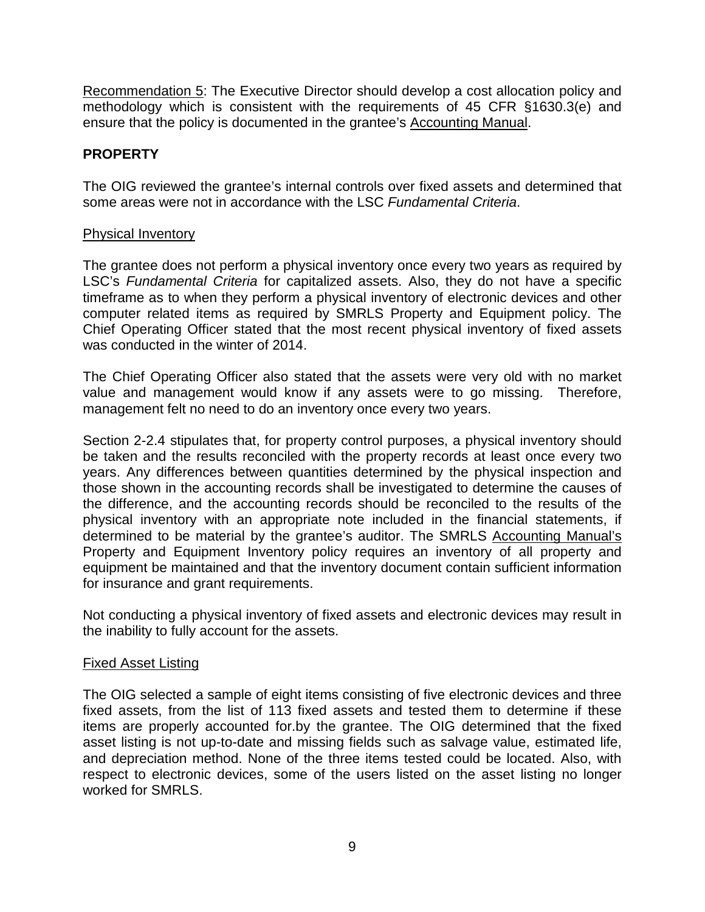Recommendation 5: The Executive Director should develop a cost allocation policy and methodology which is consistent with the requirements of 45 CFR §1630.3(e) and ensure that the policy is documented in the grantee's Accounting Manual.

## PROPERTY

The OIG reviewed the grantee's internal controls over fixed assets and determined that some areas were not in accordance with the LSC *Fundamental Criteria*.

### Physical Inventory

The grantee does not perform a physical inventory once every two years as required by LSC's *Fundamental Criteria* for capitalized assets. Also, they do not have a specific timeframe as to when they perform a physical inventory of electronic devices and other computer related items as required by SMRLS Property and Equipment policy. The Chief Operating Officer stated that the most recent physical inventory of fixed assets was conducted in the winter of 2014.

The Chief Operating Officer also stated that the assets were very old with no market value and management would know if any assets were to go missing. Therefore, management felt no need to do an inventory once every two years.

Section 2-2.4 stipulates that, for property control purposes, a physical inventory should be taken and the results reconciled with the property records at least once every two years. Any differences between quantities determined by the physical inspection and those shown in the accounting records shall be investigated to determine the causes of the difference, and the accounting records should be reconciled to the results of the physical inventory with an appropriate note included in the financial statements, if determined to be material by the grantee's auditor. The SMRLS Accounting Manual's Property and Equipment Inventory policy requires an inventory of all property and equipment be maintained and that the inventory document contain sufficient information for insurance and grant requirements.

Not conducting a physical inventory of fixed assets and electronic devices may result in the inability to fully account for the assets.

### Fixed Asset Listing

The OIG selected a sample of eight items consisting of five electronic devices and three fixed assets, from the list of 113 fixed assets and tested them to determine if these items are properly accounted for.by the grantee. The OIG determined that the fixed asset listing is not up-to-date and missing fields such as salvage value, estimated life, and depreciation method. None of the three items tested could be located. Also, with respect to electronic devices, some of the users listed on the asset listing no longer worked for SMRLS.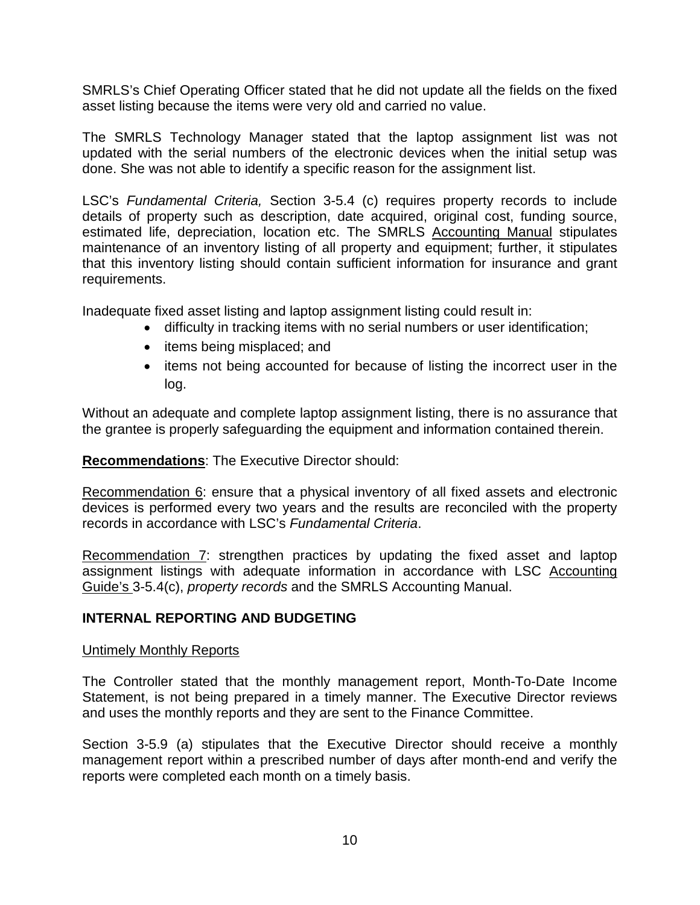SMRLS's Chief Operating Officer stated that he did not update all the fields on the fixed asset listing because the items were very old and carried no value.

The SMRLS Technology Manager stated that the laptop assignment list was not updated with the serial numbers of the electronic devices when the initial setup was done. She was not able to identify a specific reason for the assignment list.

LSC's *Fundamental Criteria,* Section 3-5.4 (c) requires property records to include details of property such as description, date acquired, original cost, funding source, estimated life, depreciation, location etc. The SMRLS Accounting Manual stipulates maintenance of an inventory listing of all property and equipment; further, it stipulates that this inventory listing should contain sufficient information for insurance and grant requirements.

Inadequate fixed asset listing and laptop assignment listing could result in:

- difficulty in tracking items with no serial numbers or user identification;
- items being misplaced; and
- items not being accounted for because of listing the incorrect user in the log.

Without an adequate and complete laptop assignment listing, there is no assurance that the grantee is properly safeguarding the equipment and information contained therein.

**Recommendations**: The Executive Director should:

Recommendation 6: ensure that a physical inventory of all fixed assets and electronic devices is performed every two years and the results are reconciled with the property records in accordance with LSC's *Fundamental Criteria*.

Recommendation 7: strengthen practices by updating the fixed asset and laptop assignment listings with adequate information in accordance with LSC Accounting Guide's 3-5.4(c), *property records* and the SMRLS Accounting Manual.

## INTERNAL REPORTING AND BUDGETING

Untimely Monthly Reports

The Controller stated that the monthly management report, Month-To-Date Income Statement, is not being prepared in a timely manner. The Executive Director reviews and uses the monthly reports and they are sent to the Finance Committee.

Section 3-5.9 (a) stipulates that the Executive Director should receive a monthly management report within a prescribed number of days after month-end and verify the reports were completed each month on a timely basis.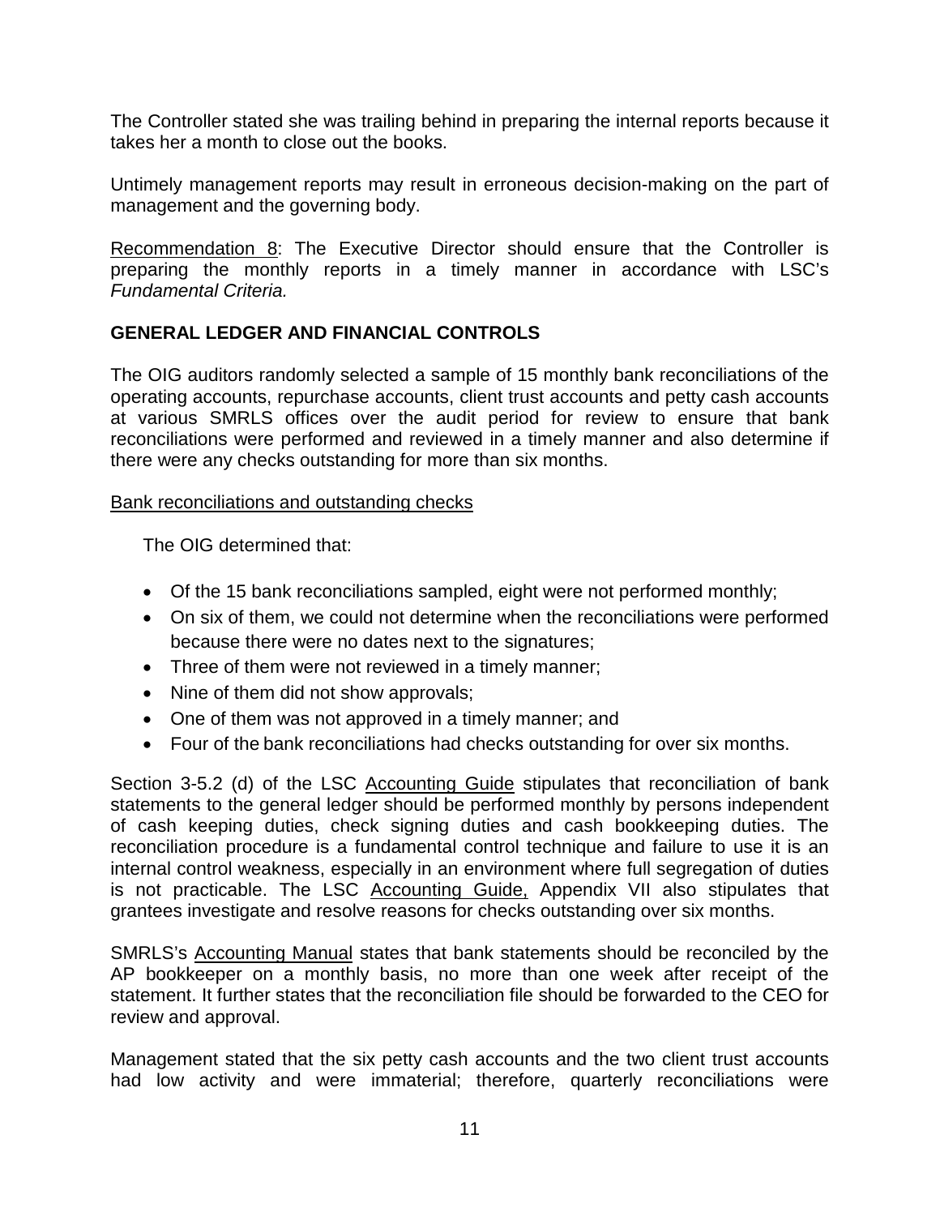The Controller stated she was trailing behind in preparing the internal reports because it takes her a month to close out the books.

Untimely management reports may result in erroneous decision-making on the part of management and the governing body.

Recommendation 8: The Executive Director should ensure that the Controller is preparing the monthly reports in a timely manner in accordance with LSC's *Fundamental Criteria.*

## GENERAL LEDGER AND FINANCIAL CONTROLS

The OIG auditors randomly selected a sample of 15 monthly bank reconciliations of the operating accounts, repurchase accounts, client trust accounts and petty cash accounts at various SMRLS offices over the audit period for review to ensure that bank reconciliations were performed and reviewed in a timely manner and also determine if there were any checks outstanding for more than six months.

Bank reconciliations and outstanding checks

The OIG determined that:

- Of the 15 bank reconciliations sampled, eight were not performed monthly;
- On six of them, we could not determine when the reconciliations were performed because there were no dates next to the signatures;
- Three of them were not reviewed in a timely manner;
- Nine of them did not show approvals;
- One of them was not approved in a timely manner; and
- Four of the bank reconciliations had checks outstanding for over six months.

Section 3-5.2 (d) of the LSC Accounting Guide stipulates that reconciliation of bank statements to the general ledger should be performed monthly by persons independent of cash keeping duties, check signing duties and cash bookkeeping duties. The reconciliation procedure is a fundamental control technique and failure to use it is an internal control weakness, especially in an environment where full segregation of duties is not practicable. The LSC Accounting Guide, Appendix VII also stipulates that grantees investigate and resolve reasons for checks outstanding over six months.

SMRLS's Accounting Manual states that bank statements should be reconciled by the AP bookkeeper on a monthly basis, no more than one week after receipt of the statement. It further states that the reconciliation file should be forwarded to the CEO for review and approval.

Management stated that the six petty cash accounts and the two client trust accounts had low activity and were immaterial; therefore, quarterly reconciliations were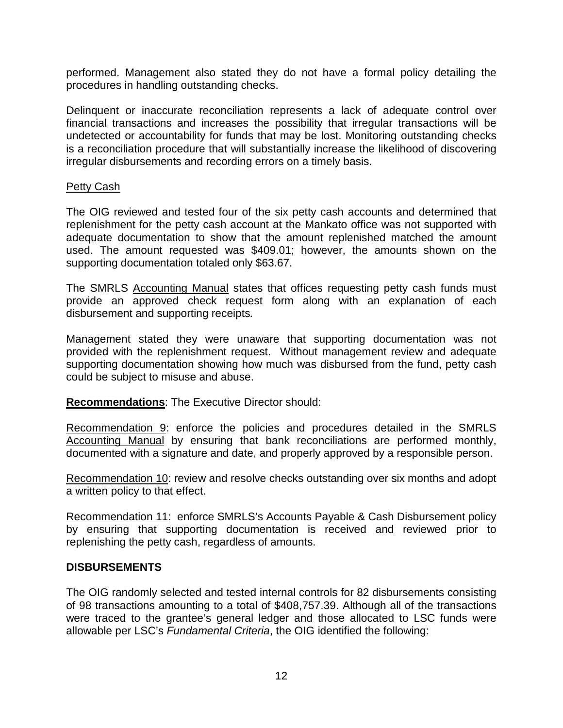performed. Management also stated they do not have a formal policy detailing the procedures in handling outstanding checks.

Delinquent or inaccurate reconciliation represents a lack of adequate control over financial transactions and increases the possibility that irregular transactions will be undetected or accountability for funds that may be lost. Monitoring outstanding checks is a reconciliation procedure that will substantially increase the likelihood of discovering irregular disbursements and recording errors on a timely basis.

<u>Petty Cash</u>

The OIG reviewed and tested four of the six petty cash accounts and determined that replenishment for the petty cash account at the Mankato office was not supported with adequate documentation to show that the amount replenished matched the amount used. The amount requested was $409.01; however, the amounts shown on the supporting documentation totaled only $63.67.

The SMRLS <u>Accounting Manual</u> states that offices requesting petty cash funds must provide an approved check request form along with an explanation of each disbursement and supporting receipts*.*

Management stated they were unaware that supporting documentation was not provided with the replenishment request. Without management review and adequate supporting documentation showing how much was disbursed from the fund, petty cash could be subject to misuse and abuse.

**<u>Recommendations</u>**: The Executive Director should:

<u>Recommendation 9</u>: enforce the policies and procedures detailed in the SMRLS <u>Accounting Manual</u> by ensuring that bank reconciliations are performed monthly, documented with a signature and date, and properly approved by a responsible person.

<u>Recommendation 10</u>: review and resolve checks outstanding over six months and adopt a written policy to that effect.

<u>Recommendation 11</u>: enforce SMRLS's Accounts Payable & Cash Disbursement policy by ensuring that supporting documentation is received and reviewed prior to replenishing the petty cash, regardless of amounts.

**DISBURSEMENTS**

The OIG randomly selected and tested internal controls for 82 disbursements consisting of 98 transactions amounting to a total of $408,757.39. Although all of the transactions were traced to the grantee's general ledger and those allocated to LSC funds were allowable per LSC's *Fundamental Criteria*, the OIG identified the following: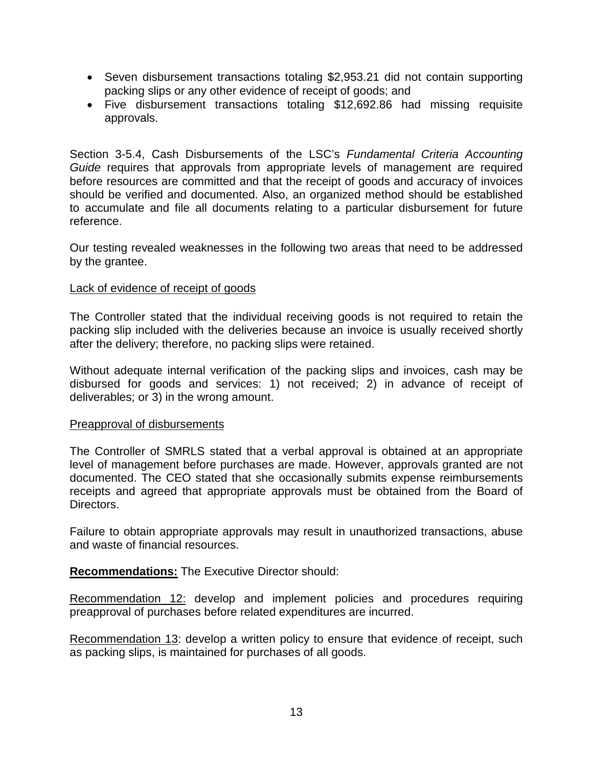- Seven disbursement transactions totaling $2,953.21 did not contain supporting packing slips or any other evidence of receipt of goods; and
- Five disbursement transactions totaling $12,692.86 had missing requisite approvals.

Section 3-5.4, Cash Disbursements of the LSC's *Fundamental Criteria Accounting Guide* requires that approvals from appropriate levels of management are required before resources are committed and that the receipt of goods and accuracy of invoices should be verified and documented. Also, an organized method should be established to accumulate and file all documents relating to a particular disbursement for future reference.

Our testing revealed weaknesses in the following two areas that need to be addressed by the grantee.

<u>Lack of evidence of receipt of goods</u>

The Controller stated that the individual receiving goods is not required to retain the packing slip included with the deliveries because an invoice is usually received shortly after the delivery; therefore, no packing slips were retained.

Without adequate internal verification of the packing slips and invoices, cash may be disbursed for goods and services: 1) not received; 2) in advance of receipt of deliverables; or 3) in the wrong amount.

<u>Preapproval of disbursements</u>

The Controller of SMRLS stated that a verbal approval is obtained at an appropriate level of management before purchases are made. However, approvals granted are not documented. The CEO stated that she occasionally submits expense reimbursements receipts and agreed that appropriate approvals must be obtained from the Board of Directors.

Failure to obtain appropriate approvals may result in unauthorized transactions, abuse and waste of financial resources.

**<u>Recommendations:</u>** The Executive Director should:

<u>Recommendation 12:</u> develop and implement policies and procedures requiring preapproval of purchases before related expenditures are incurred.

<u>Recommendation 13</u>: develop a written policy to ensure that evidence of receipt, such as packing slips, is maintained for purchases of all goods.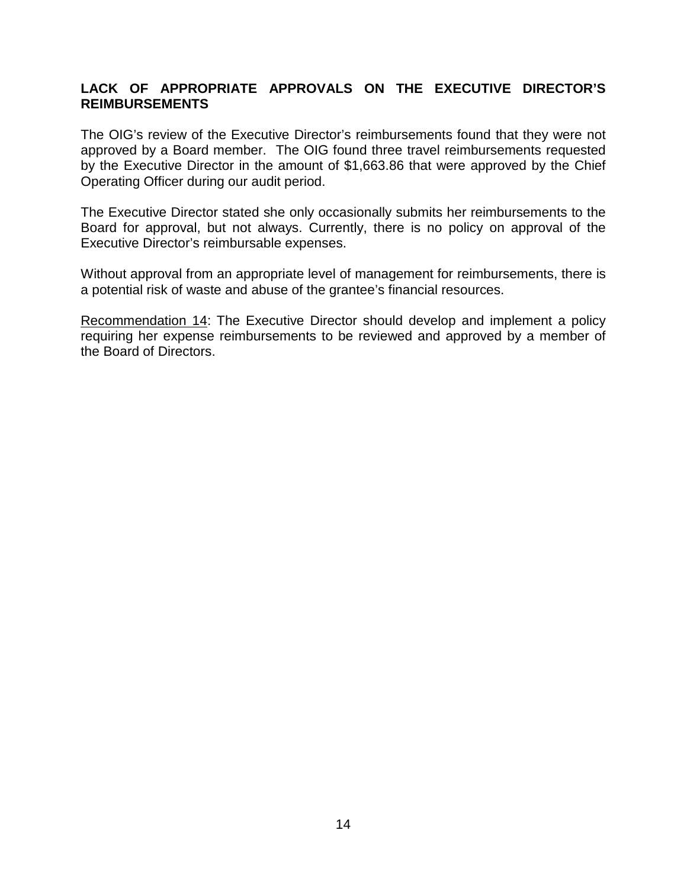## LACK OF APPROPRIATE APPROVALS ON THE EXECUTIVE DIRECTOR'S REIMBURSEMENTS

The OIG's review of the Executive Director's reimbursements found that they were not approved by a Board member. The OIG found three travel reimbursements requested by the Executive Director in the amount of $1,663.86 that were approved by the Chief Operating Officer during our audit period.

The Executive Director stated she only occasionally submits her reimbursements to the Board for approval, but not always. Currently, there is no policy on approval of the Executive Director's reimbursable expenses.

Without approval from an appropriate level of management for reimbursements, there is a potential risk of waste and abuse of the grantee's financial resources.

<u>Recommendation 14</u>: The Executive Director should develop and implement a policy requiring her expense reimbursements to be reviewed and approved by a member of the Board of Directors.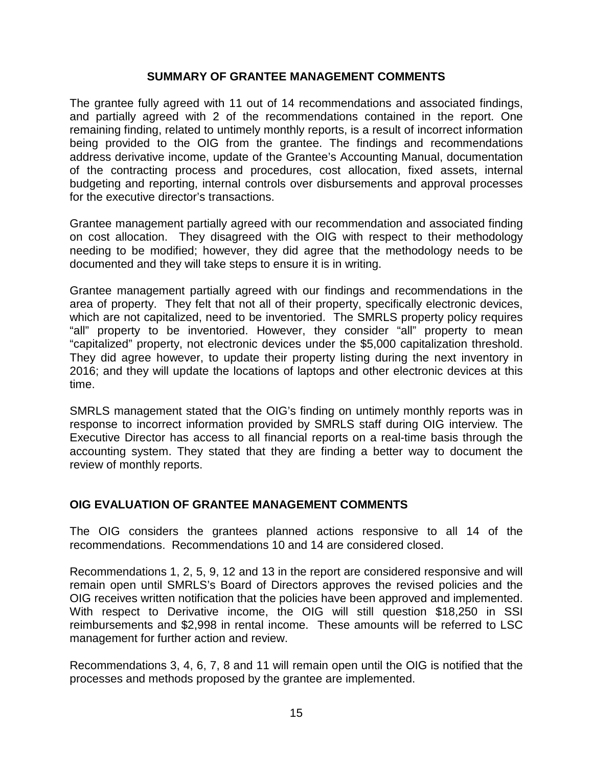## SUMMARY OF GRANTEE MANAGEMENT COMMENTS

The grantee fully agreed with 11 out of 14 recommendations and associated findings, and partially agreed with 2 of the recommendations contained in the report. One remaining finding, related to untimely monthly reports, is a result of incorrect information being provided to the OIG from the grantee. The findings and recommendations address derivative income, update of the Grantee's Accounting Manual, documentation of the contracting process and procedures, cost allocation, fixed assets, internal budgeting and reporting, internal controls over disbursements and approval processes for the executive director's transactions.

Grantee management partially agreed with our recommendation and associated finding on cost allocation. They disagreed with the OIG with respect to their methodology needing to be modified; however, they did agree that the methodology needs to be documented and they will take steps to ensure it is in writing.

Grantee management partially agreed with our findings and recommendations in the area of property. They felt that not all of their property, specifically electronic devices, which are not capitalized, need to be inventoried. The SMRLS property policy requires "all" property to be inventoried. However, they consider "all" property to mean "capitalized" property, not electronic devices under the $5,000 capitalization threshold. They did agree however, to update their property listing during the next inventory in 2016; and they will update the locations of laptops and other electronic devices at this time.

SMRLS management stated that the OIG's finding on untimely monthly reports was in response to incorrect information provided by SMRLS staff during OIG interview. The Executive Director has access to all financial reports on a real-time basis through the accounting system. They stated that they are finding a better way to document the review of monthly reports.

## OIG EVALUATION OF GRANTEE MANAGEMENT COMMENTS

The OIG considers the grantees planned actions responsive to all 14 of the recommendations. Recommendations 10 and 14 are considered closed.

Recommendations 1, 2, 5, 9, 12 and 13 in the report are considered responsive and will remain open until SMRLS's Board of Directors approves the revised policies and the OIG receives written notification that the policies have been approved and implemented. With respect to Derivative income, the OIG will still question $18,250 in SSI reimbursements and $2,998 in rental income. These amounts will be referred to LSC management for further action and review.

Recommendations 3, 4, 6, 7, 8 and 11 will remain open until the OIG is notified that the processes and methods proposed by the grantee are implemented.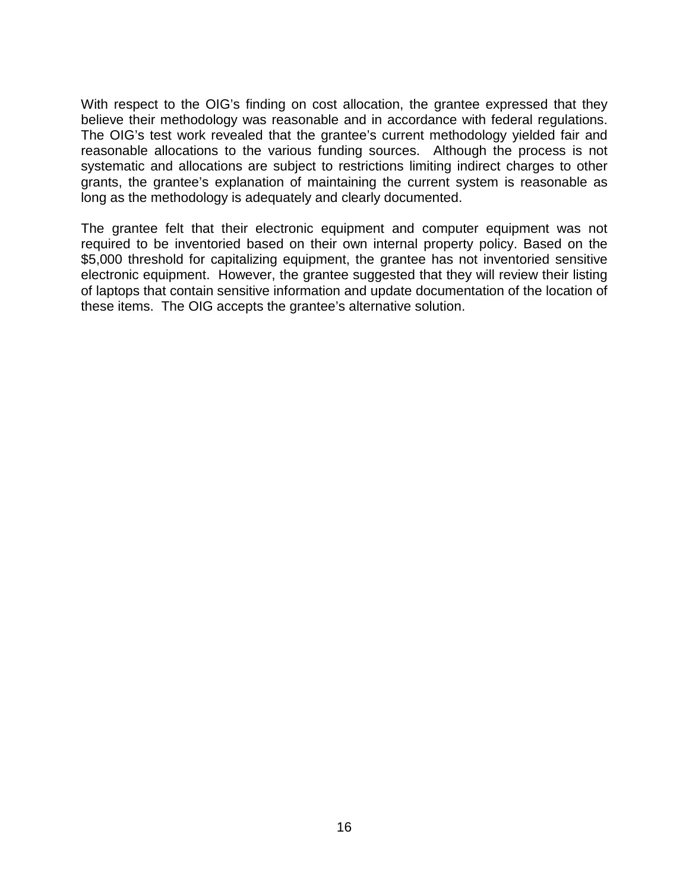With respect to the OIG's finding on cost allocation, the grantee expressed that they believe their methodology was reasonable and in accordance with federal regulations. The OIG's test work revealed that the grantee's current methodology yielded fair and reasonable allocations to the various funding sources. Although the process is not systematic and allocations are subject to restrictions limiting indirect charges to other grants, the grantee's explanation of maintaining the current system is reasonable as long as the methodology is adequately and clearly documented.

The grantee felt that their electronic equipment and computer equipment was not required to be inventoried based on their own internal property policy. Based on the $5,000 threshold for capitalizing equipment, the grantee has not inventoried sensitive electronic equipment. However, the grantee suggested that they will review their listing of laptops that contain sensitive information and update documentation of the location of these items. The OIG accepts the grantee's alternative solution.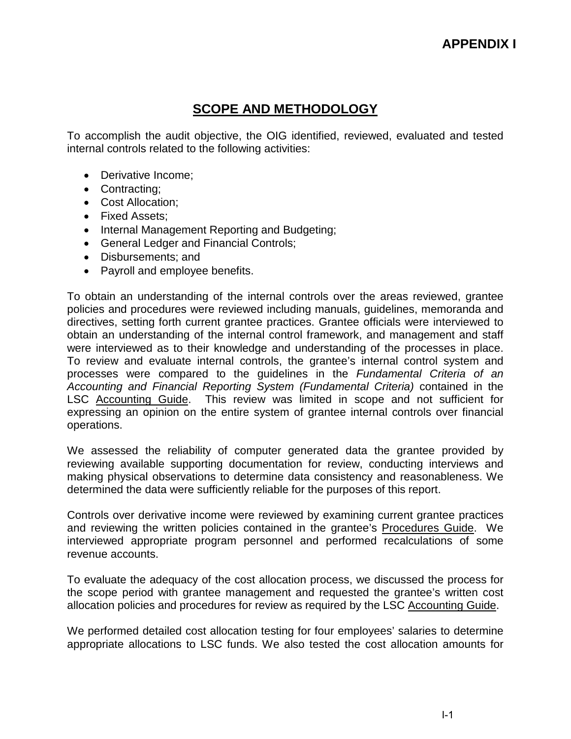# APPENDIX I

## SCOPE AND METHODOLOGY

To accomplish the audit objective, the OIG identified, reviewed, evaluated and tested internal controls related to the following activities:

- Derivative Income;
- Contracting;
- Cost Allocation;
- Fixed Assets;
- Internal Management Reporting and Budgeting;
- General Ledger and Financial Controls;
- Disbursements; and
- Payroll and employee benefits.

To obtain an understanding of the internal controls over the areas reviewed, grantee policies and procedures were reviewed including manuals, guidelines, memoranda and directives, setting forth current grantee practices. Grantee officials were interviewed to obtain an understanding of the internal control framework, and management and staff were interviewed as to their knowledge and understanding of the processes in place. To review and evaluate internal controls, the grantee's internal control system and processes were compared to the guidelines in the *Fundamental Criteria of an Accounting and Financial Reporting System (Fundamental Criteria)* contained in the LSC Accounting Guide. This review was limited in scope and not sufficient for expressing an opinion on the entire system of grantee internal controls over financial operations.

We assessed the reliability of computer generated data the grantee provided by reviewing available supporting documentation for review, conducting interviews and making physical observations to determine data consistency and reasonableness. We determined the data were sufficiently reliable for the purposes of this report.

Controls over derivative income were reviewed by examining current grantee practices and reviewing the written policies contained in the grantee's Procedures Guide. We interviewed appropriate program personnel and performed recalculations of some revenue accounts.

To evaluate the adequacy of the cost allocation process, we discussed the process for the scope period with grantee management and requested the grantee's written cost allocation policies and procedures for review as required by the LSC Accounting Guide.

We performed detailed cost allocation testing for four employees' salaries to determine appropriate allocations to LSC funds. We also tested the cost allocation amounts for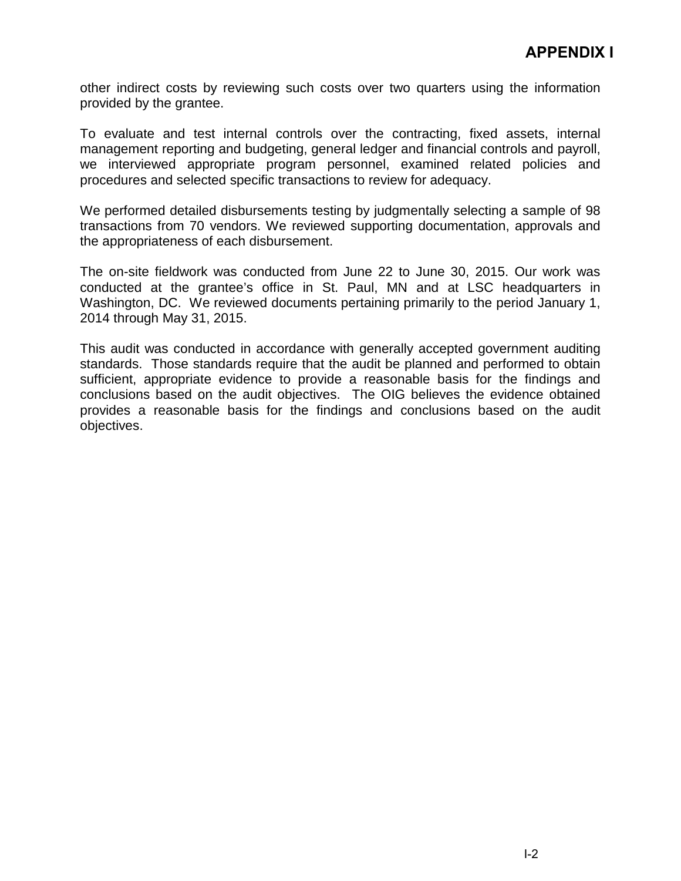other indirect costs by reviewing such costs over two quarters using the information provided by the grantee.

To evaluate and test internal controls over the contracting, fixed assets, internal management reporting and budgeting, general ledger and financial controls and payroll, we interviewed appropriate program personnel, examined related policies and procedures and selected specific transactions to review for adequacy.

We performed detailed disbursements testing by judgmentally selecting a sample of 98 transactions from 70 vendors. We reviewed supporting documentation, approvals and the appropriateness of each disbursement.

The on-site fieldwork was conducted from June 22 to June 30, 2015. Our work was conducted at the grantee's office in St. Paul, MN and at LSC headquarters in Washington, DC. We reviewed documents pertaining primarily to the period January 1, 2014 through May 31, 2015.

This audit was conducted in accordance with generally accepted government auditing standards. Those standards require that the audit be planned and performed to obtain sufficient, appropriate evidence to provide a reasonable basis for the findings and conclusions based on the audit objectives. The OIG believes the evidence obtained provides a reasonable basis for the findings and conclusions based on the audit objectives.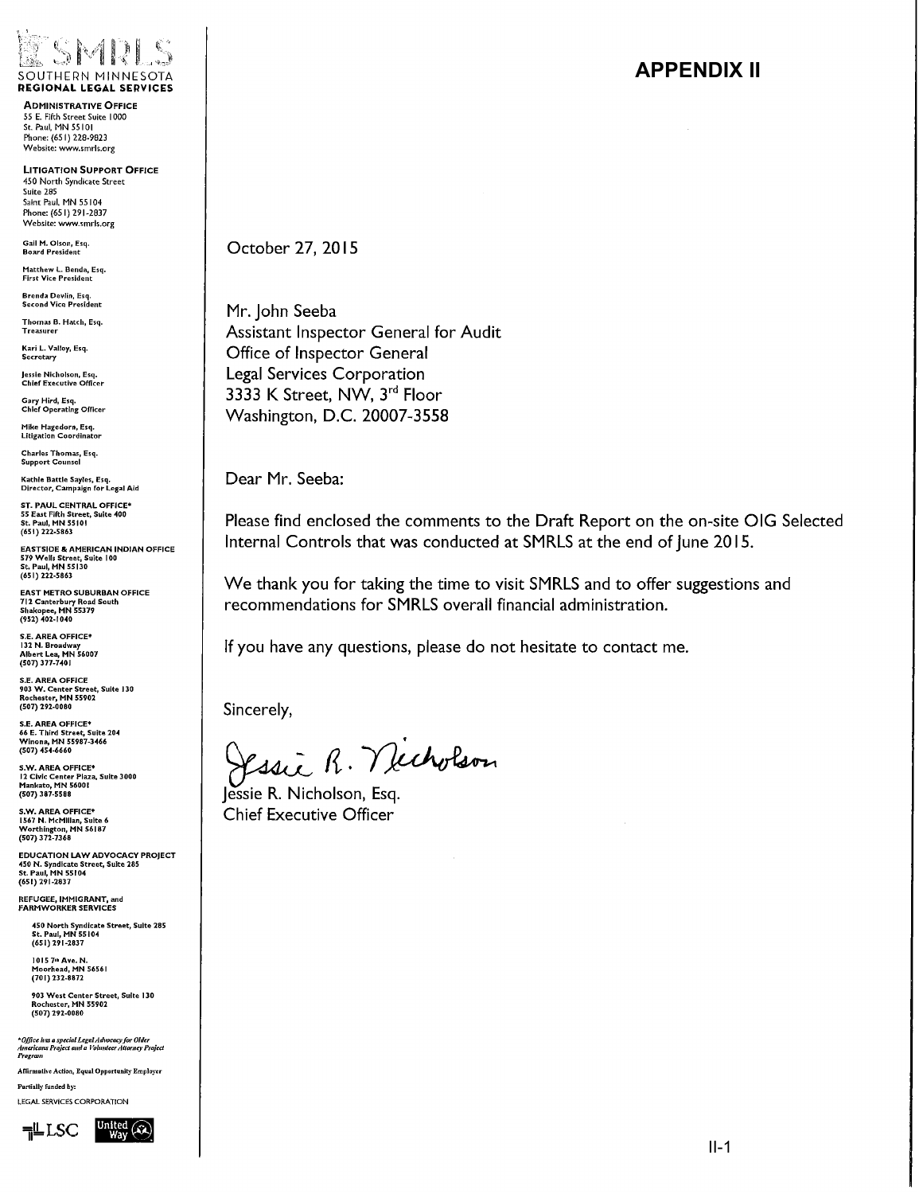# APPENDIX II

**SMRLS**
SOUTHERN MINNESOTA
**REGIONAL LEGAL SERVICES**

**ADMINISTRATIVE OFFICE**
55 E. Fifth Street Suite 1000
St. Paul, MN 55101
Phone: (651) 228-9823
Website: www.smrls.org

**LITIGATION SUPPORT OFFICE**
450 North Syndicate Street
Suite 285
Saint Paul, MN 55104
Phone: (651) 291-2837
Website: www.smrls.org

Gail M. Olson, Esq.
Board President

Matthew L. Benda, Esq.
First Vice President

Brenda Devlin, Esq.
Second Vice President

Thomas B. Hatch, Esq.
Treasurer

Kari L. Valley, Esq.
Secretary

Jessie Nicholson, Esq.
Chief Executive Officer

Gary Hird, Esq.
Chief Operating Officer

Mike Hagedorn, Esq.
Litigation Coordinator

Charles Thomas, Esq.
Support Counsel

Kathie Battle Sayles, Esq.
Director, Campaign for Legal Aid

**ST. PAUL CENTRAL OFFICE***
55 East Fifth Street, Suite 400
St. Paul, MN 55101
(651) 222-5863

**EASTSIDE & AMERICAN INDIAN OFFICE**
579 Wells Street, Suite 100
St. Paul, MN 55130
(651) 222-5863

**EAST METRO SUBURBAN OFFICE**
712 Canterbury Road South
Shakopee, MN 55379
(952) 402-1040

**S.E. AREA OFFICE***
132 N. Broadway
Albert Lea, MN 56007
(507) 377-7401

**S.E. AREA OFFICE**
903 W. Center Street, Suite 130
Rochester, MN 55902
(507) 292-0080

**S.E. AREA OFFICE***
66 E. Third Street, Suite 204
Winona, MN 55987-3466
(507) 454-6660

**S.W. AREA OFFICE***
12 Civic Center Plaza, Suite 3000
Mankato, MN 56001
(507) 387-5588

**S.W. AREA OFFICE***
1567 N. McMillan, Suite 6
Worthington, MN 56187
(507) 372-7368

**EDUCATION LAW ADVOCACY PROJECT**
450 N. Syndicate Street, Suite 285
St. Paul, MN 55104
(651) 291-2837

**REFUGEE, IMMIGRANT, and FARMWORKER SERVICES**

450 North Syndicate Street, Suite 285
St. Paul, MN 55104
(651) 291-2837

1015 7th Ave. N.
Moorhead, MN 56561
(701) 232-8872

903 West Center Street, Suite 130
Rochester, MN 55902
(507) 292-0080

*\*Office has a special Legal Advocacy for Older Americans Project and a Volunteer Attorney Project Program*

Affirmative Action, Equal Opportunity Employer

Partially funded by:
LEGAL SERVICES CORPORATION

LSC United Way

---

October 27, 2015

Mr. John Seeba
Assistant Inspector General for Audit
Office of Inspector General
Legal Services Corporation
3333 K Street, NW, 3rd Floor
Washington, D.C. 20007-3558

Dear Mr. Seeba:

Please find enclosed the comments to the Draft Report on the on-site OIG Selected Internal Controls that was conducted at SMRLS at the end of June 2015.

We thank you for taking the time to visit SMRLS and to offer suggestions and recommendations for SMRLS overall financial administration.

If you have any questions, please do not hesitate to contact me.

Sincerely,

Jessie R. Nicholson

Jessie R. Nicholson, Esq.
Chief Executive Officer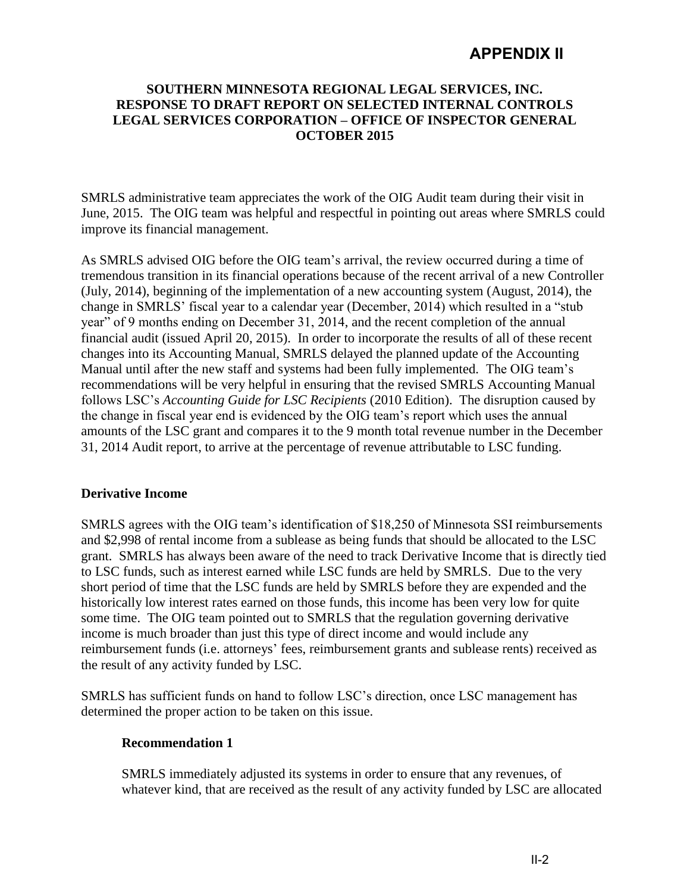# APPENDIX II

**SOUTHERN MINNESOTA REGIONAL LEGAL SERVICES, INC.**
**RESPONSE TO DRAFT REPORT ON SELECTED INTERNAL CONTROLS**
**LEGAL SERVICES CORPORATION – OFFICE OF INSPECTOR GENERAL**
**OCTOBER 2015**

SMRLS administrative team appreciates the work of the OIG Audit team during their visit in June, 2015. The OIG team was helpful and respectful in pointing out areas where SMRLS could improve its financial management.

As SMRLS advised OIG before the OIG team's arrival, the review occurred during a time of tremendous transition in its financial operations because of the recent arrival of a new Controller (July, 2014), beginning of the implementation of a new accounting system (August, 2014), the change in SMRLS' fiscal year to a calendar year (December, 2014) which resulted in a "stub year" of 9 months ending on December 31, 2014, and the recent completion of the annual financial audit (issued April 20, 2015). In order to incorporate the results of all of these recent changes into its Accounting Manual, SMRLS delayed the planned update of the Accounting Manual until after the new staff and systems had been fully implemented. The OIG team's recommendations will be very helpful in ensuring that the revised SMRLS Accounting Manual follows LSC's *Accounting Guide for LSC Recipients* (2010 Edition). The disruption caused by the change in fiscal year end is evidenced by the OIG team's report which uses the annual amounts of the LSC grant and compares it to the 9 month total revenue number in the December 31, 2014 Audit report, to arrive at the percentage of revenue attributable to LSC funding.

## Derivative Income

SMRLS agrees with the OIG team's identification of $18,250 of Minnesota SSI reimbursements and $2,998 of rental income from a sublease as being funds that should be allocated to the LSC grant. SMRLS has always been aware of the need to track Derivative Income that is directly tied to LSC funds, such as interest earned while LSC funds are held by SMRLS. Due to the very short period of time that the LSC funds are held by SMRLS before they are expended and the historically low interest rates earned on those funds, this income has been very low for quite some time. The OIG team pointed out to SMRLS that the regulation governing derivative income is much broader than just this type of direct income and would include any reimbursement funds (i.e. attorneys' fees, reimbursement grants and sublease rents) received as the result of any activity funded by LSC.

SMRLS has sufficient funds on hand to follow LSC's direction, once LSC management has determined the proper action to be taken on this issue.

### Recommendation 1

SMRLS immediately adjusted its systems in order to ensure that any revenues, of whatever kind, that are received as the result of any activity funded by LSC are allocated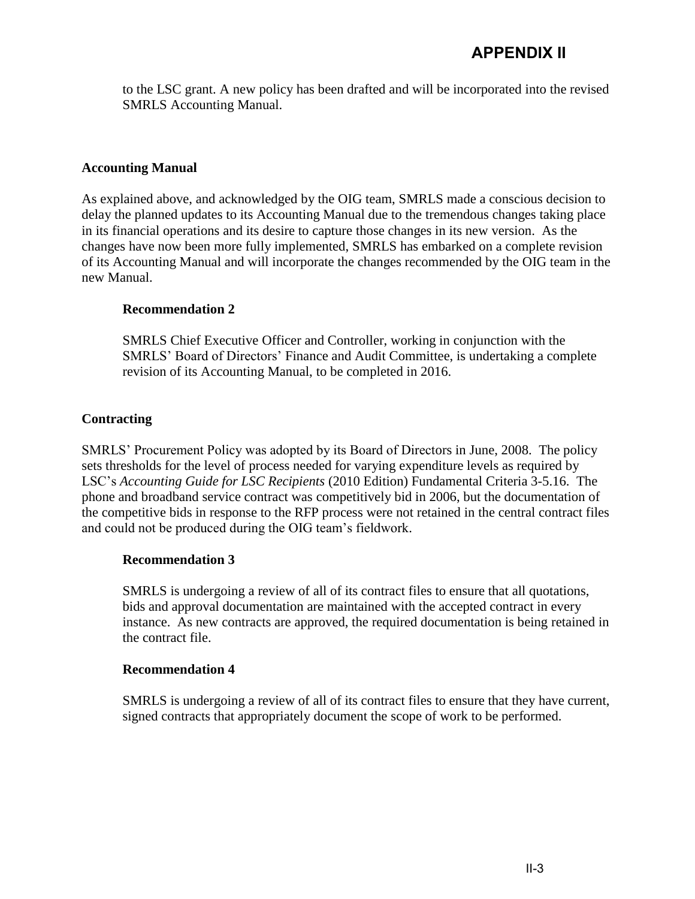to the LSC grant. A new policy has been drafted and will be incorporated into the revised SMRLS Accounting Manual.

**Accounting Manual**

As explained above, and acknowledged by the OIG team, SMRLS made a conscious decision to delay the planned updates to its Accounting Manual due to the tremendous changes taking place in its financial operations and its desire to capture those changes in its new version. As the changes have now been more fully implemented, SMRLS has embarked on a complete revision of its Accounting Manual and will incorporate the changes recommended by the OIG team in the new Manual.

**Recommendation 2**

SMRLS Chief Executive Officer and Controller, working in conjunction with the SMRLS' Board of Directors' Finance and Audit Committee, is undertaking a complete revision of its Accounting Manual, to be completed in 2016.

**Contracting**

SMRLS' Procurement Policy was adopted by its Board of Directors in June, 2008. The policy sets thresholds for the level of process needed for varying expenditure levels as required by LSC's *Accounting Guide for LSC Recipients* (2010 Edition) Fundamental Criteria 3-5.16. The phone and broadband service contract was competitively bid in 2006, but the documentation of the competitive bids in response to the RFP process were not retained in the central contract files and could not be produced during the OIG team's fieldwork.

**Recommendation 3**

SMRLS is undergoing a review of all of its contract files to ensure that all quotations, bids and approval documentation are maintained with the accepted contract in every instance. As new contracts are approved, the required documentation is being retained in the contract file.

**Recommendation 4**

SMRLS is undergoing a review of all of its contract files to ensure that they have current, signed contracts that appropriately document the scope of work to be performed.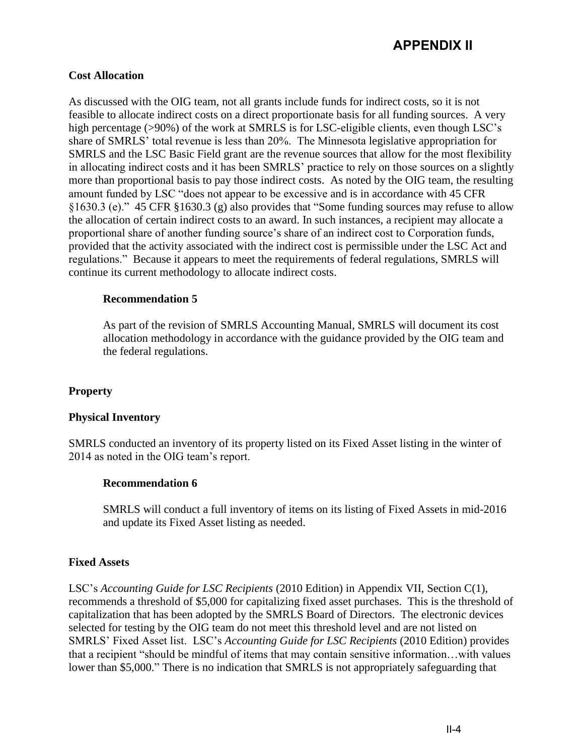# APPENDIX II

**Cost Allocation**

As discussed with the OIG team, not all grants include funds for indirect costs, so it is not feasible to allocate indirect costs on a direct proportionate basis for all funding sources. A very high percentage (>90%) of the work at SMRLS is for LSC-eligible clients, even though LSC's share of SMRLS' total revenue is less than 20%. The Minnesota legislative appropriation for SMRLS and the LSC Basic Field grant are the revenue sources that allow for the most flexibility in allocating indirect costs and it has been SMRLS' practice to rely on those sources on a slightly more than proportional basis to pay those indirect costs. As noted by the OIG team, the resulting amount funded by LSC "does not appear to be excessive and is in accordance with 45 CFR §1630.3 (e)." 45 CFR §1630.3 (g) also provides that "Some funding sources may refuse to allow the allocation of certain indirect costs to an award. In such instances, a recipient may allocate a proportional share of another funding source's share of an indirect cost to Corporation funds, provided that the activity associated with the indirect cost is permissible under the LSC Act and regulations." Because it appears to meet the requirements of federal regulations, SMRLS will continue its current methodology to allocate indirect costs.

**Recommendation 5**

As part of the revision of SMRLS Accounting Manual, SMRLS will document its cost allocation methodology in accordance with the guidance provided by the OIG team and the federal regulations.

**Property**

**Physical Inventory**

SMRLS conducted an inventory of its property listed on its Fixed Asset listing in the winter of 2014 as noted in the OIG team's report.

**Recommendation 6**

SMRLS will conduct a full inventory of items on its listing of Fixed Assets in mid-2016 and update its Fixed Asset listing as needed.

**Fixed Assets**

LSC's *Accounting Guide for LSC Recipients* (2010 Edition) in Appendix VII, Section C(1), recommends a threshold of \$5,000 for capitalizing fixed asset purchases. This is the threshold of capitalization that has been adopted by the SMRLS Board of Directors. The electronic devices selected for testing by the OIG team do not meet this threshold level and are not listed on SMRLS' Fixed Asset list. LSC's *Accounting Guide for LSC Recipients* (2010 Edition) provides that a recipient "should be mindful of items that may contain sensitive information…with values lower than \$5,000." There is no indication that SMRLS is not appropriately safeguarding that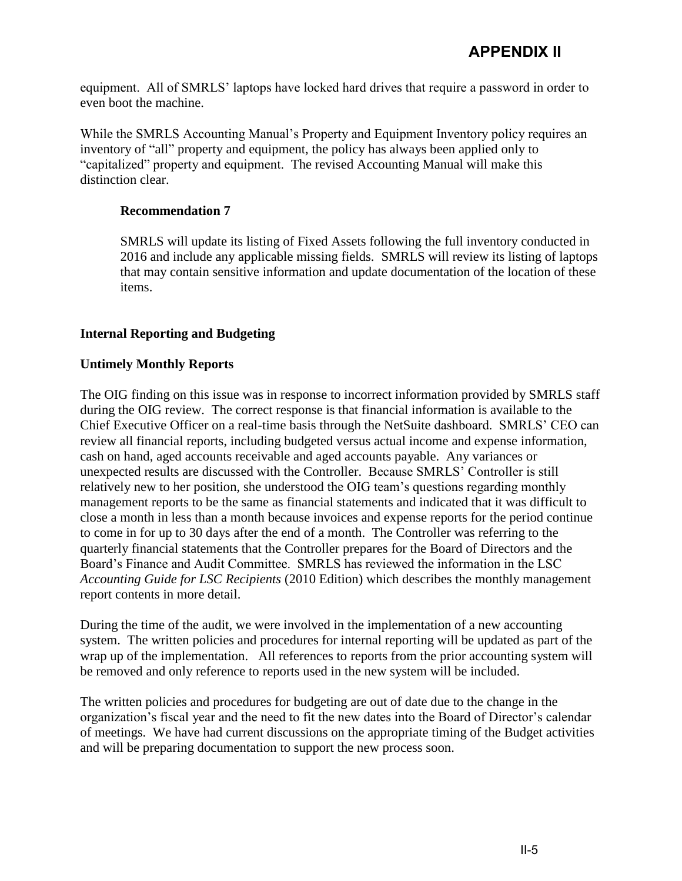equipment. All of SMRLS' laptops have locked hard drives that require a password in order to even boot the machine.

While the SMRLS Accounting Manual's Property and Equipment Inventory policy requires an inventory of "all" property and equipment, the policy has always been applied only to "capitalized" property and equipment. The revised Accounting Manual will make this distinction clear.

**Recommendation 7**

SMRLS will update its listing of Fixed Assets following the full inventory conducted in 2016 and include any applicable missing fields. SMRLS will review its listing of laptops that may contain sensitive information and update documentation of the location of these items.

**Internal Reporting and Budgeting**

**Untimely Monthly Reports**

The OIG finding on this issue was in response to incorrect information provided by SMRLS staff during the OIG review. The correct response is that financial information is available to the Chief Executive Officer on a real-time basis through the NetSuite dashboard. SMRLS' CEO can review all financial reports, including budgeted versus actual income and expense information, cash on hand, aged accounts receivable and aged accounts payable. Any variances or unexpected results are discussed with the Controller. Because SMRLS' Controller is still relatively new to her position, she understood the OIG team's questions regarding monthly management reports to be the same as financial statements and indicated that it was difficult to close a month in less than a month because invoices and expense reports for the period continue to come in for up to 30 days after the end of a month. The Controller was referring to the quarterly financial statements that the Controller prepares for the Board of Directors and the Board's Finance and Audit Committee. SMRLS has reviewed the information in the LSC *Accounting Guide for LSC Recipients* (2010 Edition) which describes the monthly management report contents in more detail.

During the time of the audit, we were involved in the implementation of a new accounting system. The written policies and procedures for internal reporting will be updated as part of the wrap up of the implementation. All references to reports from the prior accounting system will be removed and only reference to reports used in the new system will be included.

The written policies and procedures for budgeting are out of date due to the change in the organization's fiscal year and the need to fit the new dates into the Board of Director's calendar of meetings. We have had current discussions on the appropriate timing of the Budget activities and will be preparing documentation to support the new process soon.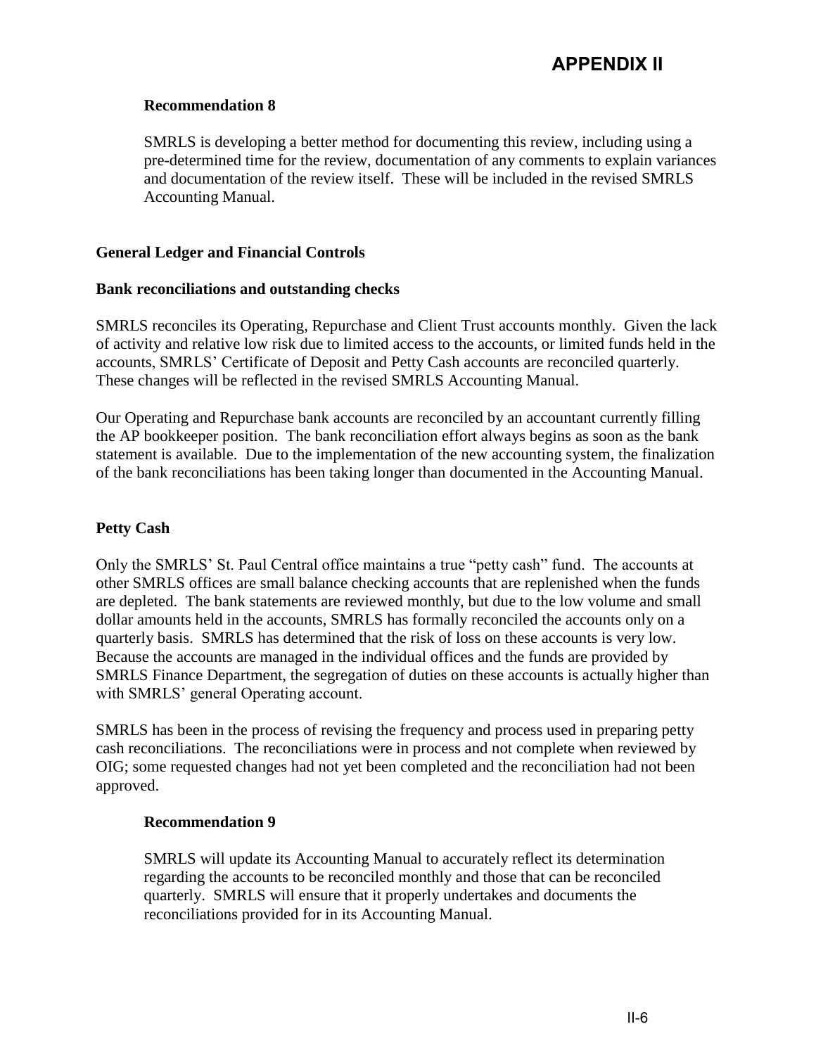# APPENDIX II

**Recommendation 8**

SMRLS is developing a better method for documenting this review, including using a pre-determined time for the review, documentation of any comments to explain variances and documentation of the review itself. These will be included in the revised SMRLS Accounting Manual.

**General Ledger and Financial Controls**

**Bank reconciliations and outstanding checks**

SMRLS reconciles its Operating, Repurchase and Client Trust accounts monthly. Given the lack of activity and relative low risk due to limited access to the accounts, or limited funds held in the accounts, SMRLS' Certificate of Deposit and Petty Cash accounts are reconciled quarterly. These changes will be reflected in the revised SMRLS Accounting Manual.

Our Operating and Repurchase bank accounts are reconciled by an accountant currently filling the AP bookkeeper position. The bank reconciliation effort always begins as soon as the bank statement is available. Due to the implementation of the new accounting system, the finalization of the bank reconciliations has been taking longer than documented in the Accounting Manual.

**Petty Cash**

Only the SMRLS' St. Paul Central office maintains a true "petty cash" fund. The accounts at other SMRLS offices are small balance checking accounts that are replenished when the funds are depleted. The bank statements are reviewed monthly, but due to the low volume and small dollar amounts held in the accounts, SMRLS has formally reconciled the accounts only on a quarterly basis. SMRLS has determined that the risk of loss on these accounts is very low. Because the accounts are managed in the individual offices and the funds are provided by SMRLS Finance Department, the segregation of duties on these accounts is actually higher than with SMRLS' general Operating account.

SMRLS has been in the process of revising the frequency and process used in preparing petty cash reconciliations. The reconciliations were in process and not complete when reviewed by OIG; some requested changes had not yet been completed and the reconciliation had not been approved.

**Recommendation 9**

SMRLS will update its Accounting Manual to accurately reflect its determination regarding the accounts to be reconciled monthly and those that can be reconciled quarterly. SMRLS will ensure that it properly undertakes and documents the reconciliations provided for in its Accounting Manual.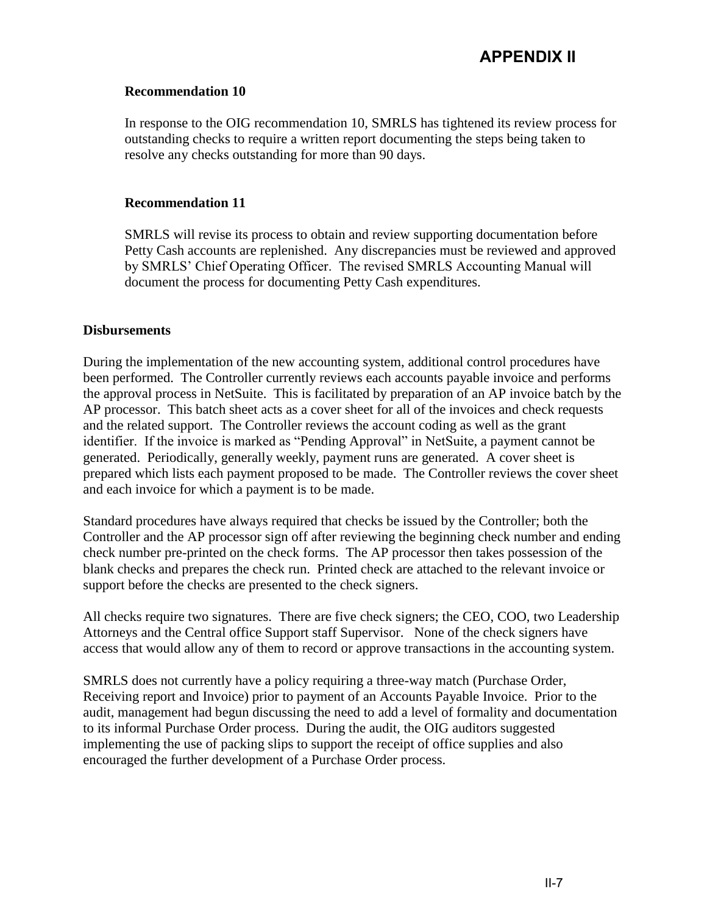# APPENDIX II

**Recommendation 10**

In response to the OIG recommendation 10, SMRLS has tightened its review process for outstanding checks to require a written report documenting the steps being taken to resolve any checks outstanding for more than 90 days.

**Recommendation 11**

SMRLS will revise its process to obtain and review supporting documentation before Petty Cash accounts are replenished. Any discrepancies must be reviewed and approved by SMRLS' Chief Operating Officer. The revised SMRLS Accounting Manual will document the process for documenting Petty Cash expenditures.

**Disbursements**

During the implementation of the new accounting system, additional control procedures have been performed. The Controller currently reviews each accounts payable invoice and performs the approval process in NetSuite. This is facilitated by preparation of an AP invoice batch by the AP processor. This batch sheet acts as a cover sheet for all of the invoices and check requests and the related support. The Controller reviews the account coding as well as the grant identifier. If the invoice is marked as "Pending Approval" in NetSuite, a payment cannot be generated. Periodically, generally weekly, payment runs are generated. A cover sheet is prepared which lists each payment proposed to be made. The Controller reviews the cover sheet and each invoice for which a payment is to be made.

Standard procedures have always required that checks be issued by the Controller; both the Controller and the AP processor sign off after reviewing the beginning check number and ending check number pre-printed on the check forms. The AP processor then takes possession of the blank checks and prepares the check run. Printed check are attached to the relevant invoice or support before the checks are presented to the check signers.

All checks require two signatures. There are five check signers; the CEO, COO, two Leadership Attorneys and the Central office Support staff Supervisor. None of the check signers have access that would allow any of them to record or approve transactions in the accounting system.

SMRLS does not currently have a policy requiring a three-way match (Purchase Order, Receiving report and Invoice) prior to payment of an Accounts Payable Invoice. Prior to the audit, management had begun discussing the need to add a level of formality and documentation to its informal Purchase Order process. During the audit, the OIG auditors suggested implementing the use of packing slips to support the receipt of office supplies and also encouraged the further development of a Purchase Order process.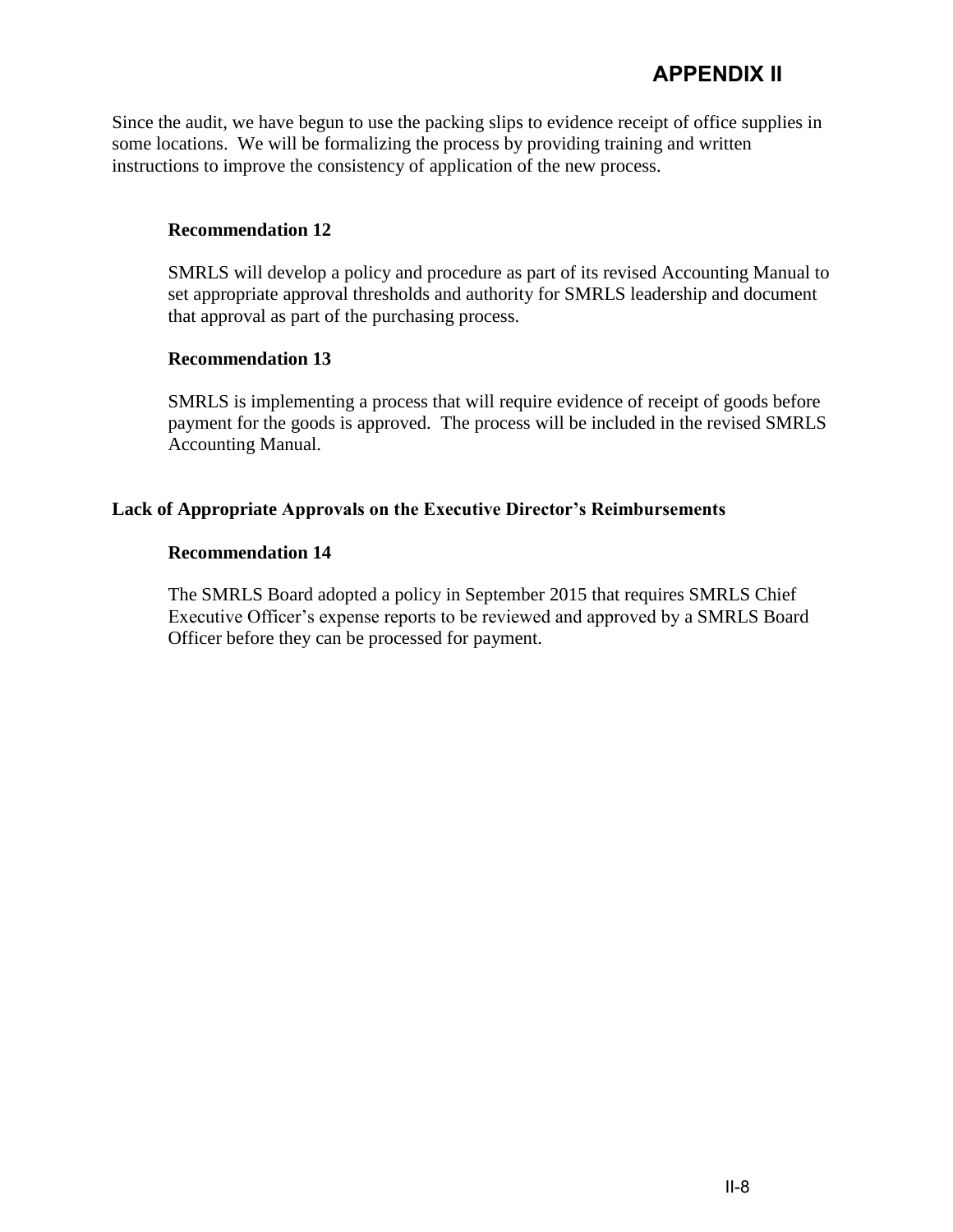Since the audit, we have begun to use the packing slips to evidence receipt of office supplies in some locations. We will be formalizing the process by providing training and written instructions to improve the consistency of application of the new process.

**Recommendation 12**

SMRLS will develop a policy and procedure as part of its revised Accounting Manual to set appropriate approval thresholds and authority for SMRLS leadership and document that approval as part of the purchasing process.

**Recommendation 13**

SMRLS is implementing a process that will require evidence of receipt of goods before payment for the goods is approved. The process will be included in the revised SMRLS Accounting Manual.

### Lack of Appropriate Approvals on the Executive Director's Reimbursements

**Recommendation 14**

The SMRLS Board adopted a policy in September 2015 that requires SMRLS Chief Executive Officer's expense reports to be reviewed and approved by a SMRLS Board Officer before they can be processed for payment.